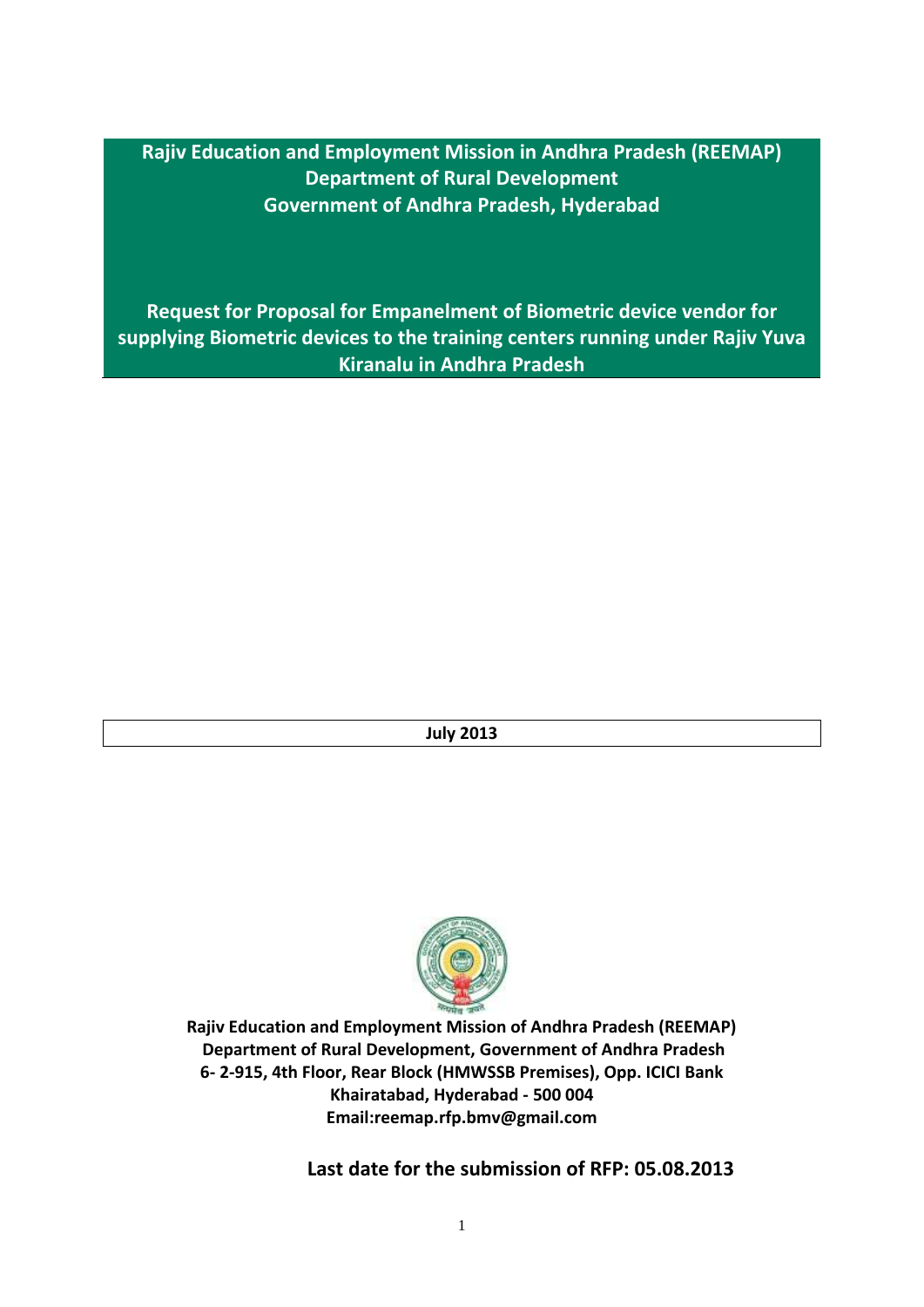# Rajiv Education and Employment Mission in Andhra Pradesh (REEMAP)
## Department of Rural Development
## Government of Andhra Pradesh, Hyderabad

# Request for Proposal for Empanelment of Biometric device vendor for supplying Biometric devices to the training centers running under Rajiv Yuva Kiranalu in Andhra Pradesh

**July 2013**

**Rajiv Education and Employment Mission of Andhra Pradesh (REEMAP)**
**Department of Rural Development, Government of Andhra Pradesh**
**6- 2-915, 4th Floor, Rear Block (HMWSSB Premises), Opp. ICICI Bank**
**Khairatabad, Hyderabad - 500 004**
**Email:reemap.rfp.bmv@gmail.com**

**Last date for the submission of RFP: 05.08.2013**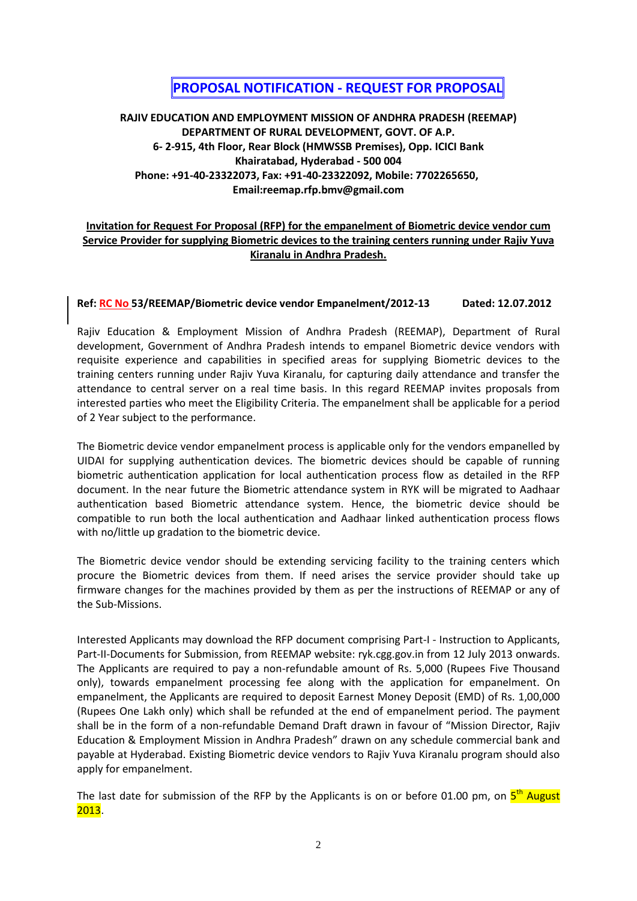# PROPOSAL NOTIFICATION - REQUEST FOR PROPOSAL

**RAJIV EDUCATION AND EMPLOYMENT MISSION OF ANDHRA PRADESH (REEMAP)**
**DEPARTMENT OF RURAL DEVELOPMENT, GOVT. OF A.P.**
**6- 2-915, 4th Floor, Rear Block (HMWSSB Premises), Opp. ICICI Bank**
**Khairatabad, Hyderabad - 500 004**
**Phone: +91-40-23322073, Fax: +91-40-23322092, Mobile: 7702265650,**
**Email:reemap.rfp.bmv@gmail.com**

**Invitation for Request For Proposal (RFP) for the empanelment of Biometric device vendor cum Service Provider for supplying Biometric devices to the training centers running under Rajiv Yuva Kiranalu in Andhra Pradesh.**

**Ref: RC No 53/REEMAP/Biometric device vendor Empanelment/2012-13 Dated: 12.07.2012**

Rajiv Education & Employment Mission of Andhra Pradesh (REEMAP), Department of Rural development, Government of Andhra Pradesh intends to empanel Biometric device vendors with requisite experience and capabilities in specified areas for supplying Biometric devices to the training centers running under Rajiv Yuva Kiranalu, for capturing daily attendance and transfer the attendance to central server on a real time basis. In this regard REEMAP invites proposals from interested parties who meet the Eligibility Criteria. The empanelment shall be applicable for a period of 2 Year subject to the performance.

The Biometric device vendor empanelment process is applicable only for the vendors empanelled by UIDAI for supplying authentication devices. The biometric devices should be capable of running biometric authentication application for local authentication process flow as detailed in the RFP document. In the near future the Biometric attendance system in RYK will be migrated to Aadhaar authentication based Biometric attendance system. Hence, the biometric device should be compatible to run both the local authentication and Aadhaar linked authentication process flows with no/little up gradation to the biometric device.

The Biometric device vendor should be extending servicing facility to the training centers which procure the Biometric devices from them. If need arises the service provider should take up firmware changes for the machines provided by them as per the instructions of REEMAP or any of the Sub-Missions.

Interested Applicants may download the RFP document comprising Part-I - Instruction to Applicants, Part-II-Documents for Submission, from REEMAP website: ryk.cgg.gov.in from 12 July 2013 onwards. The Applicants are required to pay a non-refundable amount of Rs. 5,000 (Rupees Five Thousand only), towards empanelment processing fee along with the application for empanelment. On empanelment, the Applicants are required to deposit Earnest Money Deposit (EMD) of Rs. 1,00,000 (Rupees One Lakh only) which shall be refunded at the end of empanelment period. The payment shall be in the form of a non-refundable Demand Draft drawn in favour of "Mission Director, Rajiv Education & Employment Mission in Andhra Pradesh" drawn on any schedule commercial bank and payable at Hyderabad. Existing Biometric device vendors to Rajiv Yuva Kiranalu program should also apply for empanelment.

The last date for submission of the RFP by the Applicants is on or before 01.00 pm, on 5th August 2013.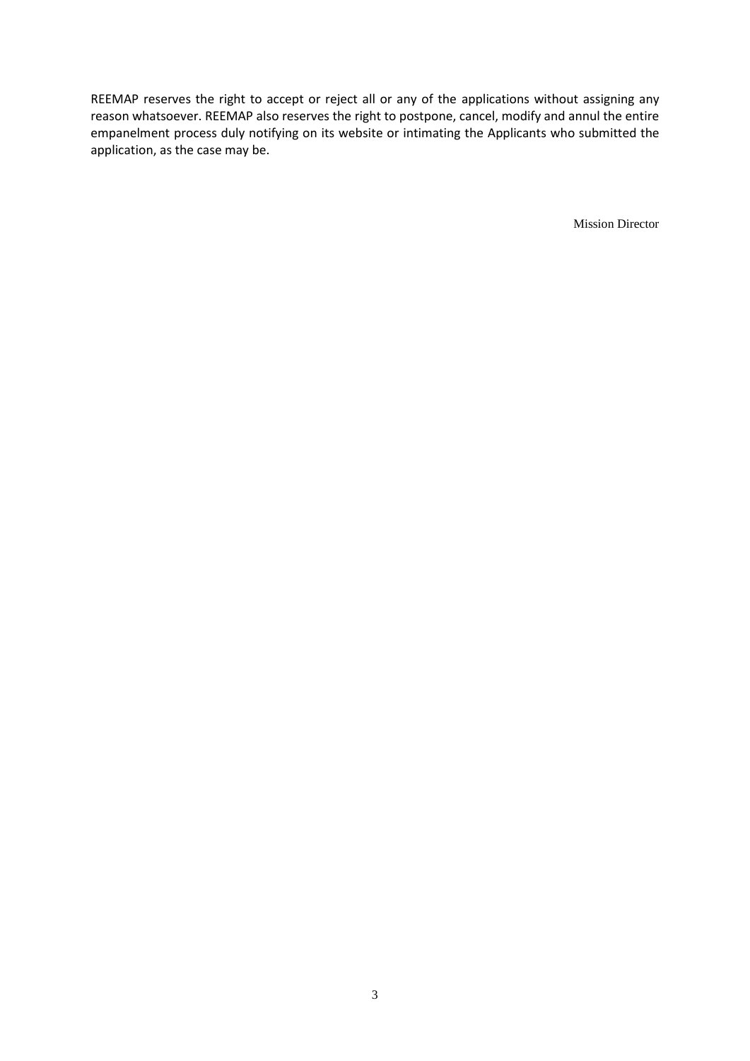REEMAP reserves the right to accept or reject all or any of the applications without assigning any reason whatsoever. REEMAP also reserves the right to postpone, cancel, modify and annul the entire empanelment process duly notifying on its website or intimating the Applicants who submitted the application, as the case may be.

Mission Director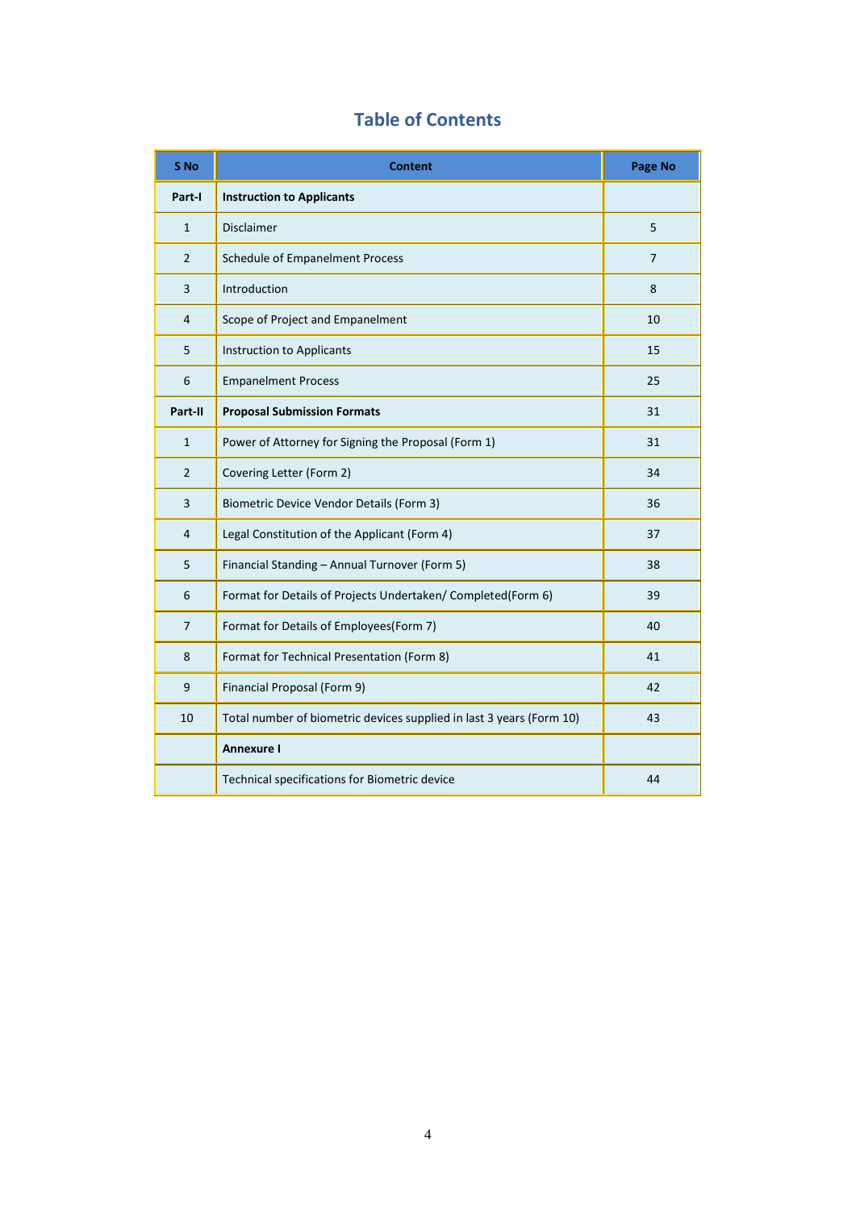# Table of Contents

| S No | Content | Page No |
|---|---|---|
| **Part-I** | **Instruction to Applicants** | |
| 1 | Disclaimer | 5 |
| 2 | Schedule of Empanelment Process | 7 |
| 3 | Introduction | 8 |
| 4 | Scope of Project and Empanelment | 10 |
| 5 | Instruction to Applicants | 15 |
| 6 | Empanelment Process | 25 |
| **Part-II** | **Proposal Submission Formats** | 31 |
| 1 | Power of Attorney for Signing the Proposal (Form 1) | 31 |
| 2 | Covering Letter (Form 2) | 34 |
| 3 | Biometric Device Vendor Details (Form 3) | 36 |
| 4 | Legal Constitution of the Applicant (Form 4) | 37 |
| 5 | Financial Standing – Annual Turnover (Form 5) | 38 |
| 6 | Format for Details of Projects Undertaken/ Completed(Form 6) | 39 |
| 7 | Format for Details of Employees(Form 7) | 40 |
| 8 | Format for Technical Presentation (Form 8) | 41 |
| 9 | Financial Proposal (Form 9) | 42 |
| 10 | Total number of biometric devices supplied in last 3 years (Form 10) | 43 |
| | **Annexure I** | |
| | Technical specifications for Biometric device | 44 |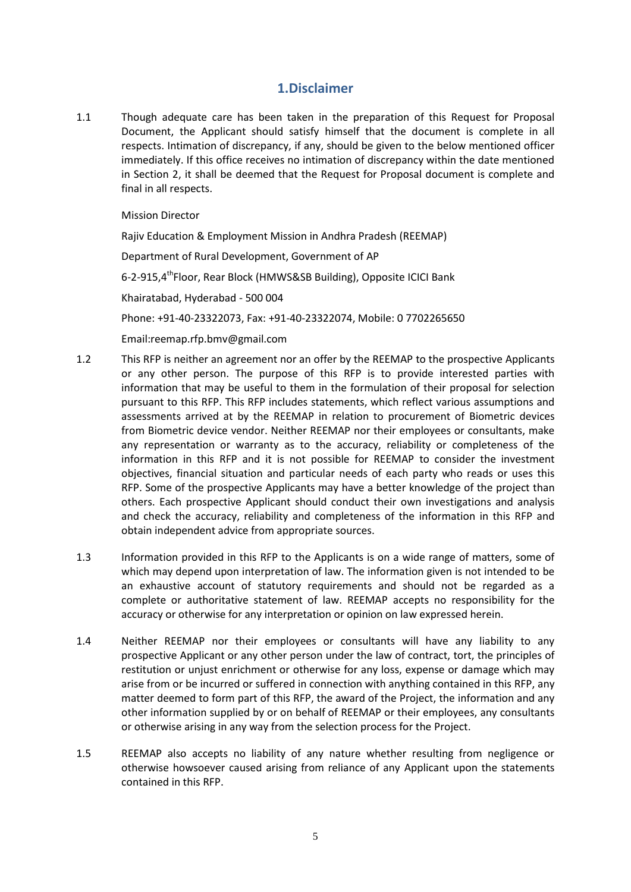# 1.Disclaimer

1.1 Though adequate care has been taken in the preparation of this Request for Proposal Document, the Applicant should satisfy himself that the document is complete in all respects. Intimation of discrepancy, if any, should be given to the below mentioned officer immediately. If this office receives no intimation of discrepancy within the date mentioned in Section 2, it shall be deemed that the Request for Proposal document is complete and final in all respects.

Mission Director

Rajiv Education & Employment Mission in Andhra Pradesh (REEMAP)

Department of Rural Development, Government of AP

6-2-915,4th Floor, Rear Block (HMWS&SB Building), Opposite ICICI Bank

Khairatabad, Hyderabad - 500 004

Phone: +91-40-23322073, Fax: +91-40-23322074, Mobile: 0 7702265650

Email:reemap.rfp.bmv@gmail.com

1.2 This RFP is neither an agreement nor an offer by the REEMAP to the prospective Applicants or any other person. The purpose of this RFP is to provide interested parties with information that may be useful to them in the formulation of their proposal for selection pursuant to this RFP. This RFP includes statements, which reflect various assumptions and assessments arrived at by the REEMAP in relation to procurement of Biometric devices from Biometric device vendor. Neither REEMAP nor their employees or consultants, make any representation or warranty as to the accuracy, reliability or completeness of the information in this RFP and it is not possible for REEMAP to consider the investment objectives, financial situation and particular needs of each party who reads or uses this RFP. Some of the prospective Applicants may have a better knowledge of the project than others. Each prospective Applicant should conduct their own investigations and analysis and check the accuracy, reliability and completeness of the information in this RFP and obtain independent advice from appropriate sources.

1.3 Information provided in this RFP to the Applicants is on a wide range of matters, some of which may depend upon interpretation of law. The information given is not intended to be an exhaustive account of statutory requirements and should not be regarded as a complete or authoritative statement of law. REEMAP accepts no responsibility for the accuracy or otherwise for any interpretation or opinion on law expressed herein.

1.4 Neither REEMAP nor their employees or consultants will have any liability to any prospective Applicant or any other person under the law of contract, tort, the principles of restitution or unjust enrichment or otherwise for any loss, expense or damage which may arise from or be incurred or suffered in connection with anything contained in this RFP, any matter deemed to form part of this RFP, the award of the Project, the information and any other information supplied by or on behalf of REEMAP or their employees, any consultants or otherwise arising in any way from the selection process for the Project.

1.5 REEMAP also accepts no liability of any nature whether resulting from negligence or otherwise howsoever caused arising from reliance of any Applicant upon the statements contained in this RFP.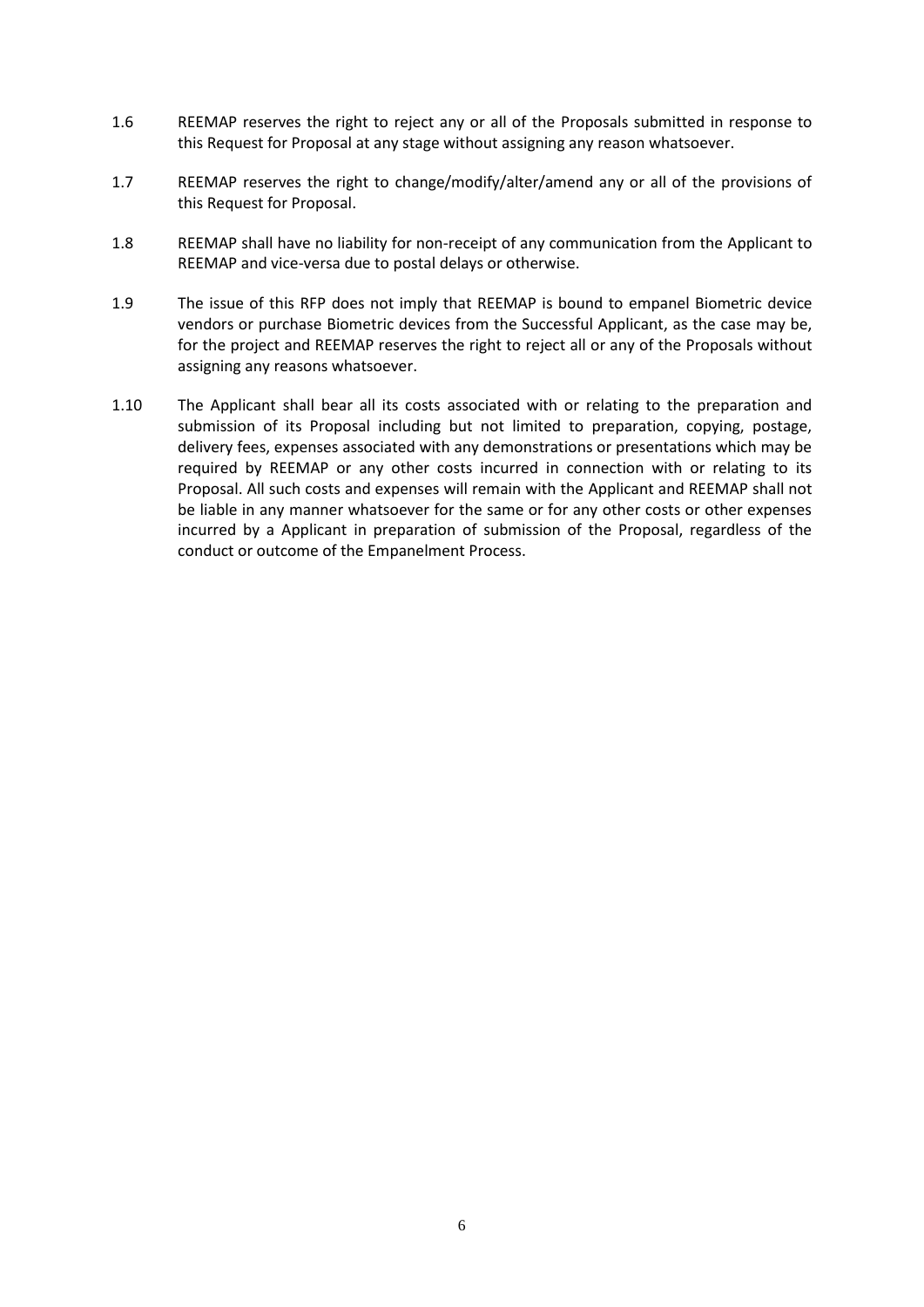1.6 REEMAP reserves the right to reject any or all of the Proposals submitted in response to this Request for Proposal at any stage without assigning any reason whatsoever.

1.7 REEMAP reserves the right to change/modify/alter/amend any or all of the provisions of this Request for Proposal.

1.8 REEMAP shall have no liability for non-receipt of any communication from the Applicant to REEMAP and vice-versa due to postal delays or otherwise.

1.9 The issue of this RFP does not imply that REEMAP is bound to empanel Biometric device vendors or purchase Biometric devices from the Successful Applicant, as the case may be, for the project and REEMAP reserves the right to reject all or any of the Proposals without assigning any reasons whatsoever.

1.10 The Applicant shall bear all its costs associated with or relating to the preparation and submission of its Proposal including but not limited to preparation, copying, postage, delivery fees, expenses associated with any demonstrations or presentations which may be required by REEMAP or any other costs incurred in connection with or relating to its Proposal. All such costs and expenses will remain with the Applicant and REEMAP shall not be liable in any manner whatsoever for the same or for any other costs or other expenses incurred by a Applicant in preparation of submission of the Proposal, regardless of the conduct or outcome of the Empanelment Process.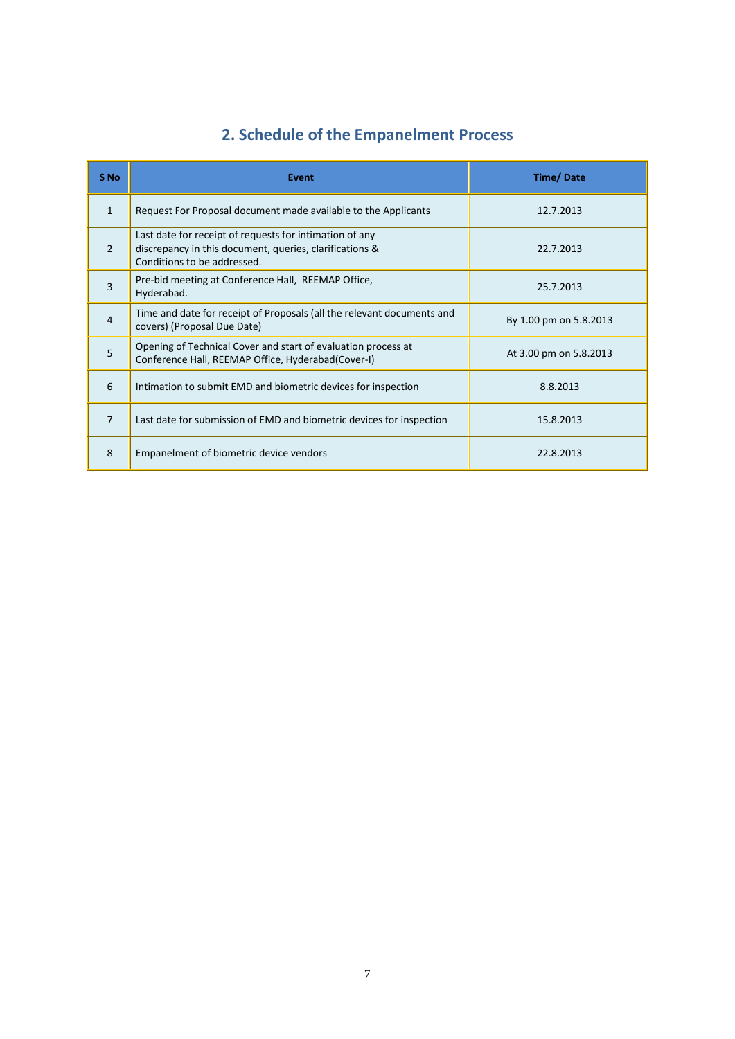## 2. Schedule of the Empanelment Process

| S No | Event | Time/ Date |
|---|---|---|
| 1 | Request For Proposal document made available to the Applicants | 12.7.2013 |
| 2 | Last date for receipt of requests for intimation of any discrepancy in this document, queries, clarifications & Conditions to be addressed. | 22.7.2013 |
| 3 | Pre-bid meeting at Conference Hall, REEMAP Office, Hyderabad. | 25.7.2013 |
| 4 | Time and date for receipt of Proposals (all the relevant documents and covers) (Proposal Due Date) | By 1.00 pm on 5.8.2013 |
| 5 | Opening of Technical Cover and start of evaluation process at Conference Hall, REEMAP Office, Hyderabad(Cover-I) | At 3.00 pm on 5.8.2013 |
| 6 | Intimation to submit EMD and biometric devices for inspection | 8.8.2013 |
| 7 | Last date for submission of EMD and biometric devices for inspection | 15.8.2013 |
| 8 | Empanelment of biometric device vendors | 22.8.2013 |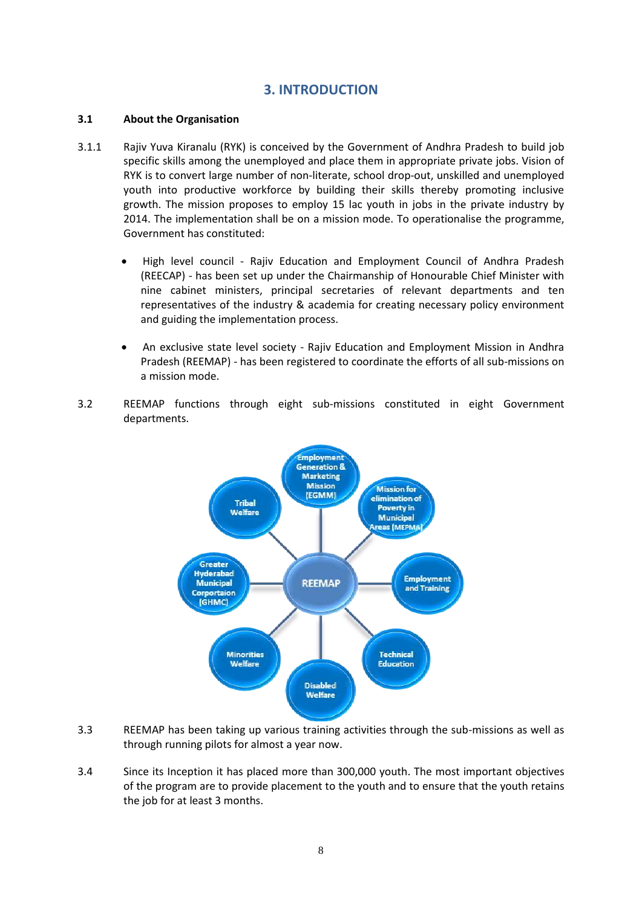## 3. INTRODUCTION

### 3.1 About the Organisation

3.1.1 Rajiv Yuva Kiranalu (RYK) is conceived by the Government of Andhra Pradesh to build job specific skills among the unemployed and place them in appropriate private jobs. Vision of RYK is to convert large number of non-literate, school drop-out, unskilled and unemployed youth into productive workforce by building their skills thereby promoting inclusive growth. The mission proposes to employ 15 lac youth in jobs in the private industry by 2014. The implementation shall be on a mission mode. To operationalise the programme, Government has constituted:

- High level council - Rajiv Education and Employment Council of Andhra Pradesh (REECAP) - has been set up under the Chairmanship of Honourable Chief Minister with nine cabinet ministers, principal secretaries of relevant departments and ten representatives of the industry & academia for creating necessary policy environment and guiding the implementation process.
- An exclusive state level society - Rajiv Education and Employment Mission in Andhra Pradesh (REEMAP) - has been registered to coordinate the efforts of all sub-missions on a mission mode.

3.2 REEMAP functions through eight sub-missions constituted in eight Government departments.

3.3 REEMAP has been taking up various training activities through the sub-missions as well as through running pilots for almost a year now.

3.4 Since its Inception it has placed more than 300,000 youth. The most important objectives of the program are to provide placement to the youth and to ensure that the youth retains the job for at least 3 months.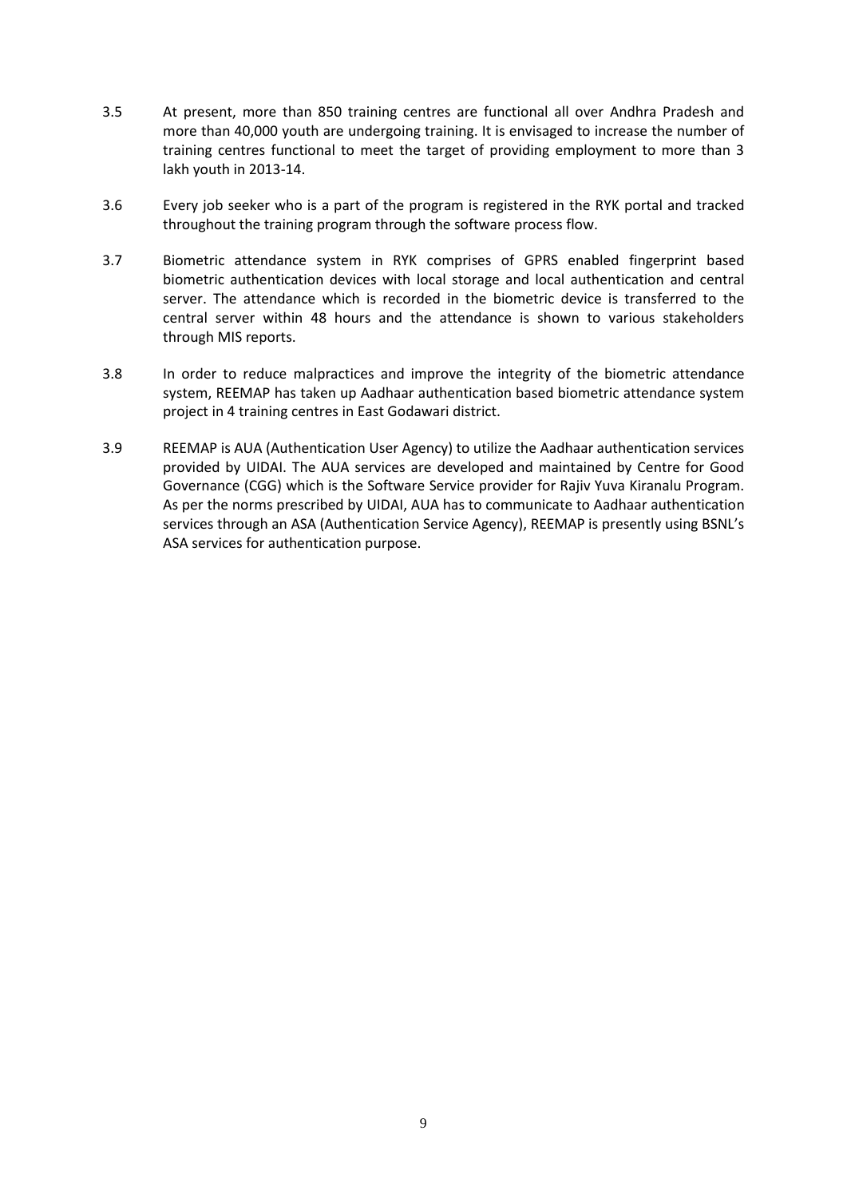3.5 At present, more than 850 training centres are functional all over Andhra Pradesh and more than 40,000 youth are undergoing training. It is envisaged to increase the number of training centres functional to meet the target of providing employment to more than 3 lakh youth in 2013-14.

3.6 Every job seeker who is a part of the program is registered in the RYK portal and tracked throughout the training program through the software process flow.

3.7 Biometric attendance system in RYK comprises of GPRS enabled fingerprint based biometric authentication devices with local storage and local authentication and central server. The attendance which is recorded in the biometric device is transferred to the central server within 48 hours and the attendance is shown to various stakeholders through MIS reports.

3.8 In order to reduce malpractices and improve the integrity of the biometric attendance system, REEMAP has taken up Aadhaar authentication based biometric attendance system project in 4 training centres in East Godawari district.

3.9 REEMAP is AUA (Authentication User Agency) to utilize the Aadhaar authentication services provided by UIDAI. The AUA services are developed and maintained by Centre for Good Governance (CGG) which is the Software Service provider for Rajiv Yuva Kiranalu Program. As per the norms prescribed by UIDAI, AUA has to communicate to Aadhaar authentication services through an ASA (Authentication Service Agency), REEMAP is presently using BSNL's ASA services for authentication purpose.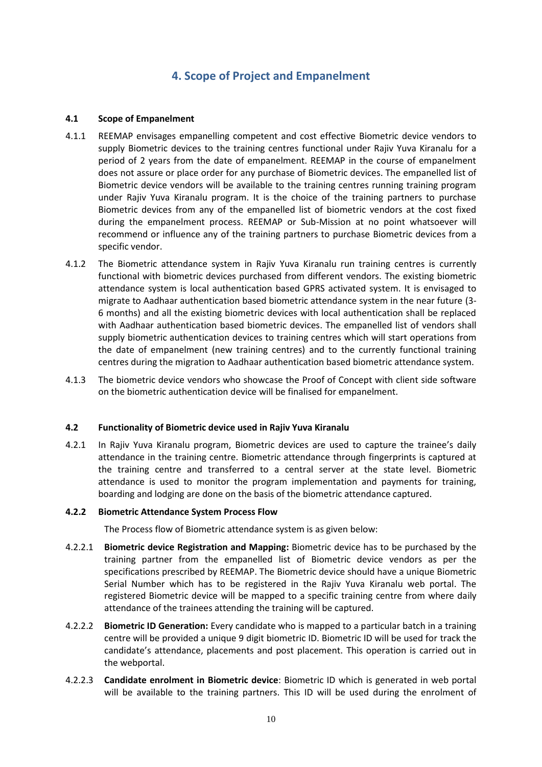# 4. Scope of Project and Empanelment

## 4.1 Scope of Empanelment

4.1.1 REEMAP envisages empanelling competent and cost effective Biometric device vendors to supply Biometric devices to the training centres functional under Rajiv Yuva Kiranalu for a period of 2 years from the date of empanelment. REEMAP in the course of empanelment does not assure or place order for any purchase of Biometric devices. The empanelled list of Biometric device vendors will be available to the training centres running training program under Rajiv Yuva Kiranalu program. It is the choice of the training partners to purchase Biometric devices from any of the empanelled list of biometric vendors at the cost fixed during the empanelment process. REEMAP or Sub-Mission at no point whatsoever will recommend or influence any of the training partners to purchase Biometric devices from a specific vendor.

4.1.2 The Biometric attendance system in Rajiv Yuva Kiranalu run training centres is currently functional with biometric devices purchased from different vendors. The existing biometric attendance system is local authentication based GPRS activated system. It is envisaged to migrate to Aadhaar authentication based biometric attendance system in the near future (3-6 months) and all the existing biometric devices with local authentication shall be replaced with Aadhaar authentication based biometric devices. The empanelled list of vendors shall supply biometric authentication devices to training centres which will start operations from the date of empanelment (new training centres) and to the currently functional training centres during the migration to Aadhaar authentication based biometric attendance system.

4.1.3 The biometric device vendors who showcase the Proof of Concept with client side software on the biometric authentication device will be finalised for empanelment.

## 4.2 Functionality of Biometric device used in Rajiv Yuva Kiranalu

4.2.1 In Rajiv Yuva Kiranalu program, Biometric devices are used to capture the trainee's daily attendance in the training centre. Biometric attendance through fingerprints is captured at the training centre and transferred to a central server at the state level. Biometric attendance is used to monitor the program implementation and payments for training, boarding and lodging are done on the basis of the biometric attendance captured.

### 4.2.2 Biometric Attendance System Process Flow

The Process flow of Biometric attendance system is as given below:

4.2.2.1 **Biometric device Registration and Mapping:** Biometric device has to be purchased by the training partner from the empanelled list of Biometric device vendors as per the specifications prescribed by REEMAP. The Biometric device should have a unique Biometric Serial Number which has to be registered in the Rajiv Yuva Kiranalu web portal. The registered Biometric device will be mapped to a specific training centre from where daily attendance of the trainees attending the training will be captured.

4.2.2.2 **Biometric ID Generation:** Every candidate who is mapped to a particular batch in a training centre will be provided a unique 9 digit biometric ID. Biometric ID will be used for track the candidate's attendance, placements and post placement. This operation is carried out in the webportal.

4.2.2.3 **Candidate enrolment in Biometric device**: Biometric ID which is generated in web portal will be available to the training partners. This ID will be used during the enrolment of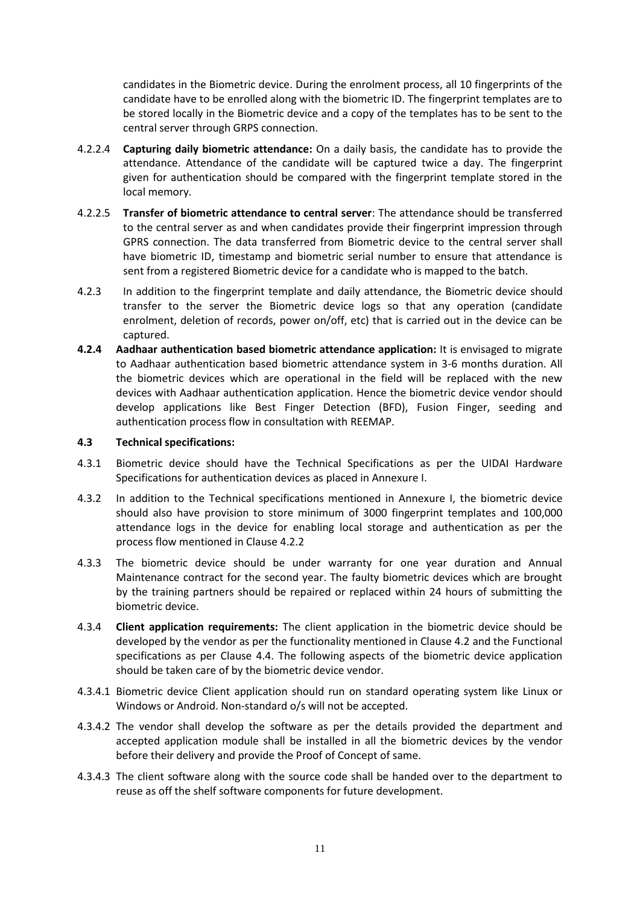candidates in the Biometric device. During the enrolment process, all 10 fingerprints of the candidate have to be enrolled along with the biometric ID. The fingerprint templates are to be stored locally in the Biometric device and a copy of the templates has to be sent to the central server through GRPS connection.

4.2.2.4 **Capturing daily biometric attendance:** On a daily basis, the candidate has to provide the attendance. Attendance of the candidate will be captured twice a day. The fingerprint given for authentication should be compared with the fingerprint template stored in the local memory.

4.2.2.5 **Transfer of biometric attendance to central server**: The attendance should be transferred to the central server as and when candidates provide their fingerprint impression through GPRS connection. The data transferred from Biometric device to the central server shall have biometric ID, timestamp and biometric serial number to ensure that attendance is sent from a registered Biometric device for a candidate who is mapped to the batch.

4.2.3 In addition to the fingerprint template and daily attendance, the Biometric device should transfer to the server the Biometric device logs so that any operation (candidate enrolment, deletion of records, power on/off, etc) that is carried out in the device can be captured.

**4.2.4 Aadhaar authentication based biometric attendance application:** It is envisaged to migrate to Aadhaar authentication based biometric attendance system in 3-6 months duration. All the biometric devices which are operational in the field will be replaced with the new devices with Aadhaar authentication application. Hence the biometric device vendor should develop applications like Best Finger Detection (BFD), Fusion Finger, seeding and authentication process flow in consultation with REEMAP.

**4.3 Technical specifications:**

4.3.1 Biometric device should have the Technical Specifications as per the UIDAI Hardware Specifications for authentication devices as placed in Annexure I.

4.3.2 In addition to the Technical specifications mentioned in Annexure I, the biometric device should also have provision to store minimum of 3000 fingerprint templates and 100,000 attendance logs in the device for enabling local storage and authentication as per the process flow mentioned in Clause 4.2.2

4.3.3 The biometric device should be under warranty for one year duration and Annual Maintenance contract for the second year. The faulty biometric devices which are brought by the training partners should be repaired or replaced within 24 hours of submitting the biometric device.

4.3.4 **Client application requirements:** The client application in the biometric device should be developed by the vendor as per the functionality mentioned in Clause 4.2 and the Functional specifications as per Clause 4.4. The following aspects of the biometric device application should be taken care of by the biometric device vendor.

4.3.4.1 Biometric device Client application should run on standard operating system like Linux or Windows or Android. Non-standard o/s will not be accepted.

4.3.4.2 The vendor shall develop the software as per the details provided the department and accepted application module shall be installed in all the biometric devices by the vendor before their delivery and provide the Proof of Concept of same.

4.3.4.3 The client software along with the source code shall be handed over to the department to reuse as off the shelf software components for future development.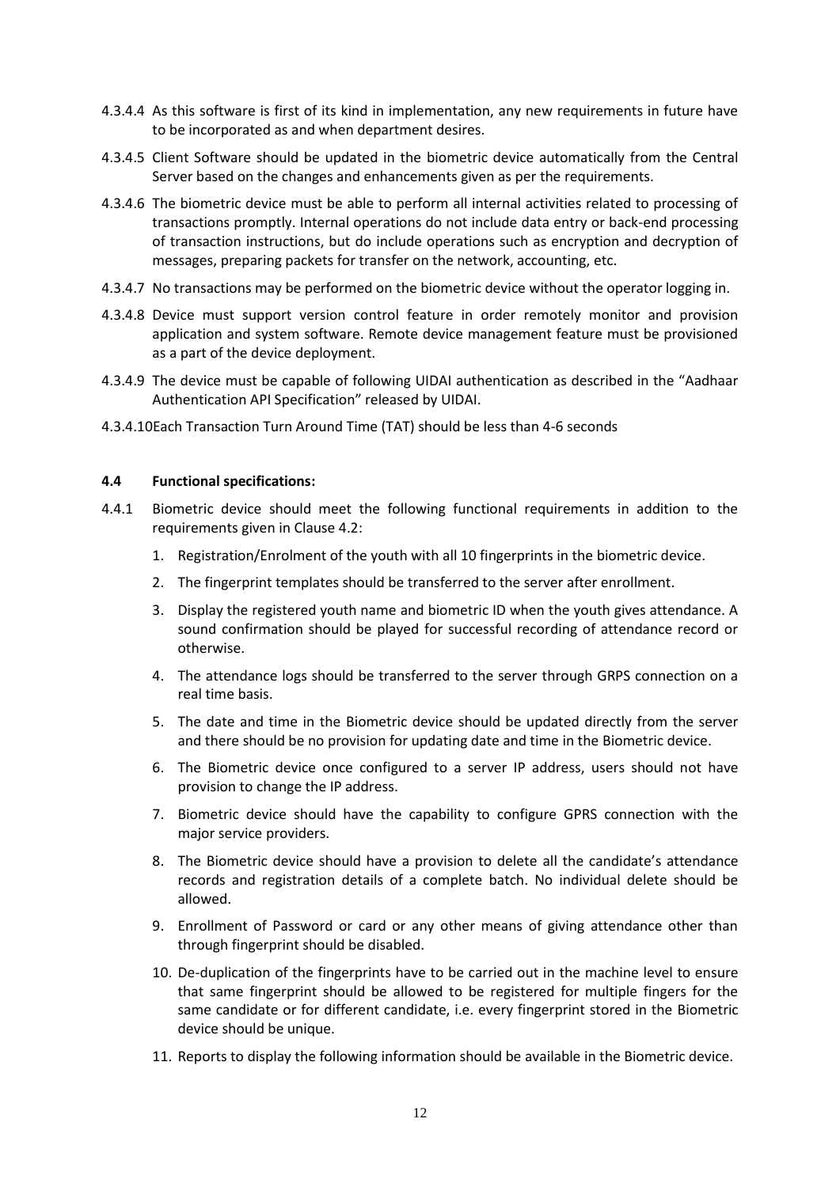4.3.4.4 As this software is first of its kind in implementation, any new requirements in future have to be incorporated as and when department desires.

4.3.4.5 Client Software should be updated in the biometric device automatically from the Central Server based on the changes and enhancements given as per the requirements.

4.3.4.6 The biometric device must be able to perform all internal activities related to processing of transactions promptly. Internal operations do not include data entry or back-end processing of transaction instructions, but do include operations such as encryption and decryption of messages, preparing packets for transfer on the network, accounting, etc.

4.3.4.7 No transactions may be performed on the biometric device without the operator logging in.

4.3.4.8 Device must support version control feature in order remotely monitor and provision application and system software. Remote device management feature must be provisioned as a part of the device deployment.

4.3.4.9 The device must be capable of following UIDAI authentication as described in the "Aadhaar Authentication API Specification" released by UIDAI.

4.3.4.10Each Transaction Turn Around Time (TAT) should be less than 4-6 seconds

**4.4 Functional specifications:**

4.4.1 Biometric device should meet the following functional requirements in addition to the requirements given in Clause 4.2:

1. Registration/Enrolment of the youth with all 10 fingerprints in the biometric device.
2. The fingerprint templates should be transferred to the server after enrollment.
3. Display the registered youth name and biometric ID when the youth gives attendance. A sound confirmation should be played for successful recording of attendance record or otherwise.
4. The attendance logs should be transferred to the server through GRPS connection on a real time basis.
5. The date and time in the Biometric device should be updated directly from the server and there should be no provision for updating date and time in the Biometric device.
6. The Biometric device once configured to a server IP address, users should not have provision to change the IP address.
7. Biometric device should have the capability to configure GPRS connection with the major service providers.
8. The Biometric device should have a provision to delete all the candidate's attendance records and registration details of a complete batch. No individual delete should be allowed.
9. Enrollment of Password or card or any other means of giving attendance other than through fingerprint should be disabled.
10. De-duplication of the fingerprints have to be carried out in the machine level to ensure that same fingerprint should be allowed to be registered for multiple fingers for the same candidate or for different candidate, i.e. every fingerprint stored in the Biometric device should be unique.
11. Reports to display the following information should be available in the Biometric device.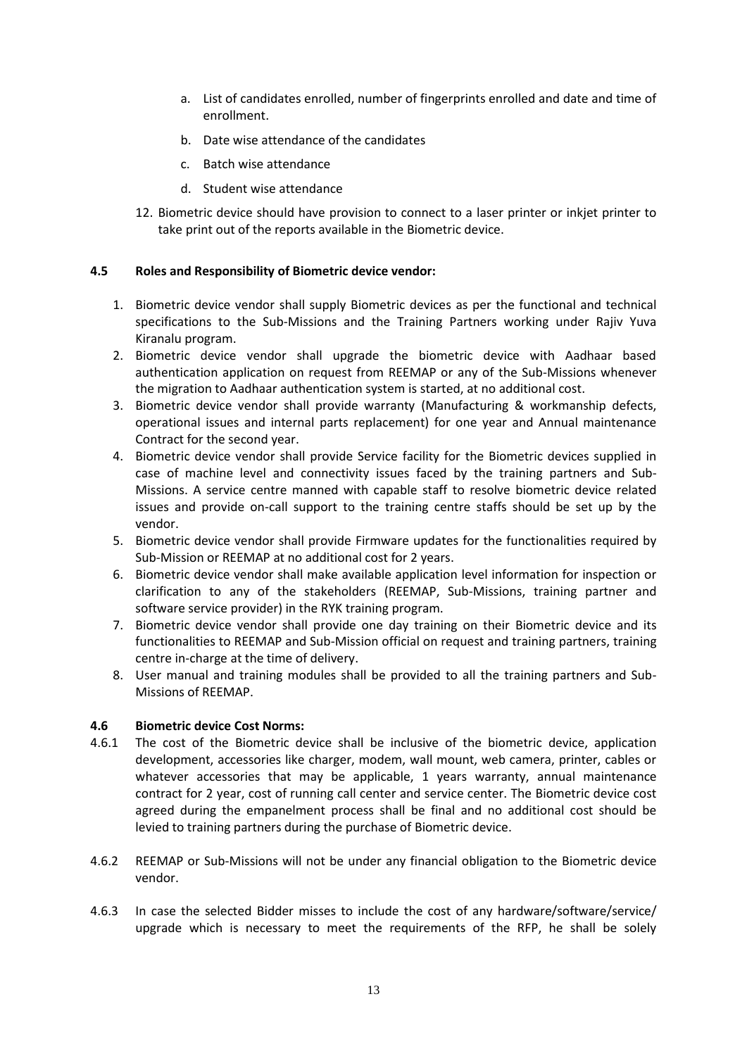a. List of candidates enrolled, number of fingerprints enrolled and date and time of enrollment.

   b. Date wise attendance of the candidates

   c. Batch wise attendance

   d. Student wise attendance

12. Biometric device should have provision to connect to a laser printer or inkjet printer to take print out of the reports available in the Biometric device.

### 4.5 Roles and Responsibility of Biometric device vendor:

1. Biometric device vendor shall supply Biometric devices as per the functional and technical specifications to the Sub-Missions and the Training Partners working under Rajiv Yuva Kiranalu program.
2. Biometric device vendor shall upgrade the biometric device with Aadhaar based authentication application on request from REEMAP or any of the Sub-Missions whenever the migration to Aadhaar authentication system is started, at no additional cost.
3. Biometric device vendor shall provide warranty (Manufacturing & workmanship defects, operational issues and internal parts replacement) for one year and Annual maintenance Contract for the second year.
4. Biometric device vendor shall provide Service facility for the Biometric devices supplied in case of machine level and connectivity issues faced by the training partners and Sub-Missions. A service centre manned with capable staff to resolve biometric device related issues and provide on-call support to the training centre staffs should be set up by the vendor.
5. Biometric device vendor shall provide Firmware updates for the functionalities required by Sub-Mission or REEMAP at no additional cost for 2 years.
6. Biometric device vendor shall make available application level information for inspection or clarification to any of the stakeholders (REEMAP, Sub-Missions, training partner and software service provider) in the RYK training program.
7. Biometric device vendor shall provide one day training on their Biometric device and its functionalities to REEMAP and Sub-Mission official on request and training partners, training centre in-charge at the time of delivery.
8. User manual and training modules shall be provided to all the training partners and Sub-Missions of REEMAP.

### 4.6 Biometric device Cost Norms:

4.6.1 The cost of the Biometric device shall be inclusive of the biometric device, application development, accessories like charger, modem, wall mount, web camera, printer, cables or whatever accessories that may be applicable, 1 years warranty, annual maintenance contract for 2 year, cost of running call center and service center. The Biometric device cost agreed during the empanelment process shall be final and no additional cost should be levied to training partners during the purchase of Biometric device.

4.6.2 REEMAP or Sub-Missions will not be under any financial obligation to the Biometric device vendor.

4.6.3 In case the selected Bidder misses to include the cost of any hardware/software/service/ upgrade which is necessary to meet the requirements of the RFP, he shall be solely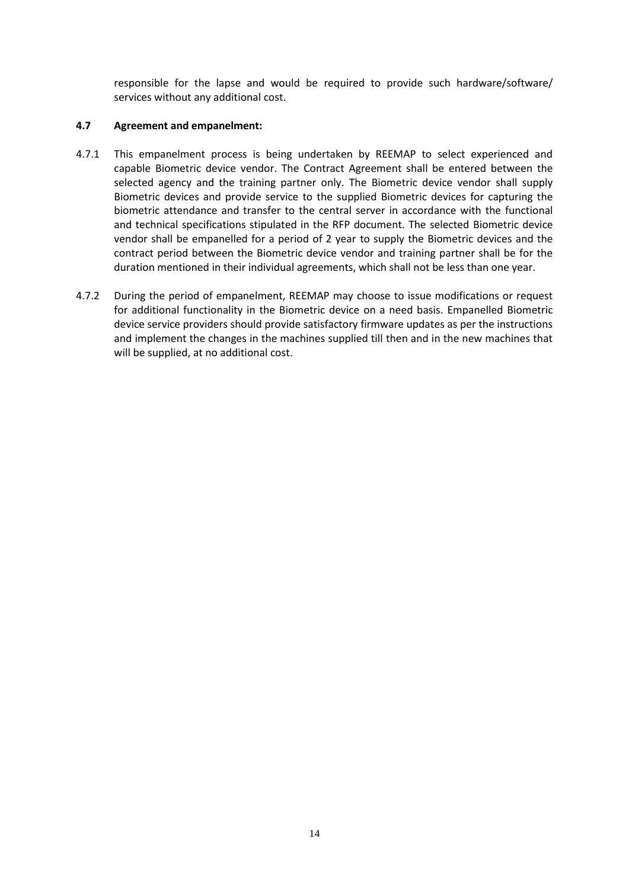responsible for the lapse and would be required to provide such hardware/software/ services without any additional cost.

### 4.7 Agreement and empanelment:

4.7.1 This empanelment process is being undertaken by REEMAP to select experienced and capable Biometric device vendor. The Contract Agreement shall be entered between the selected agency and the training partner only. The Biometric device vendor shall supply Biometric devices and provide service to the supplied Biometric devices for capturing the biometric attendance and transfer to the central server in accordance with the functional and technical specifications stipulated in the RFP document. The selected Biometric device vendor shall be empanelled for a period of 2 year to supply the Biometric devices and the contract period between the Biometric device vendor and training partner shall be for the duration mentioned in their individual agreements, which shall not be less than one year.

4.7.2 During the period of empanelment, REEMAP may choose to issue modifications or request for additional functionality in the Biometric device on a need basis. Empanelled Biometric device service providers should provide satisfactory firmware updates as per the instructions and implement the changes in the machines supplied till then and in the new machines that will be supplied, at no additional cost.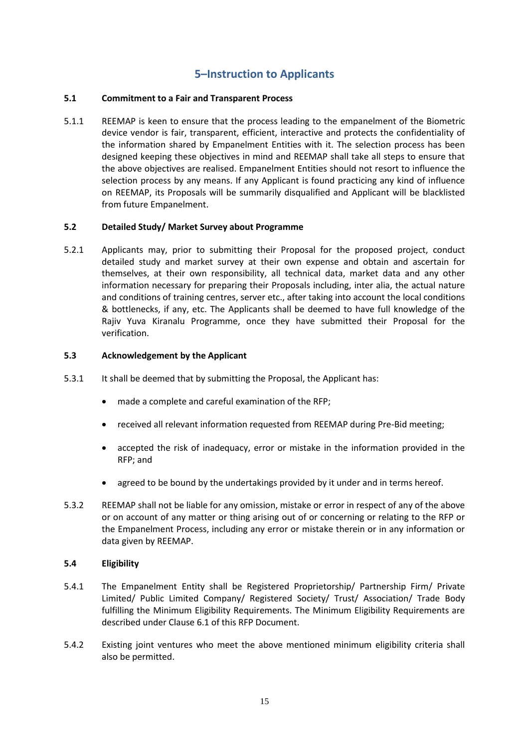# 5–Instruction to Applicants

**5.1 Commitment to a Fair and Transparent Process**

5.1.1 REEMAP is keen to ensure that the process leading to the empanelment of the Biometric device vendor is fair, transparent, efficient, interactive and protects the confidentiality of the information shared by Empanelment Entities with it. The selection process has been designed keeping these objectives in mind and REEMAP shall take all steps to ensure that the above objectives are realised. Empanelment Entities should not resort to influence the selection process by any means. If any Applicant is found practicing any kind of influence on REEMAP, its Proposals will be summarily disqualified and Applicant will be blacklisted from future Empanelment.

**5.2 Detailed Study/ Market Survey about Programme**

5.2.1 Applicants may, prior to submitting their Proposal for the proposed project, conduct detailed study and market survey at their own expense and obtain and ascertain for themselves, at their own responsibility, all technical data, market data and any other information necessary for preparing their Proposals including, inter alia, the actual nature and conditions of training centres, server etc., after taking into account the local conditions & bottlenecks, if any, etc. The Applicants shall be deemed to have full knowledge of the Rajiv Yuva Kiranalu Programme, once they have submitted their Proposal for the verification.

**5.3 Acknowledgement by the Applicant**

5.3.1 It shall be deemed that by submitting the Proposal, the Applicant has:

- made a complete and careful examination of the RFP;
- received all relevant information requested from REEMAP during Pre-Bid meeting;
- accepted the risk of inadequacy, error or mistake in the information provided in the RFP; and
- agreed to be bound by the undertakings provided by it under and in terms hereof.

5.3.2 REEMAP shall not be liable for any omission, mistake or error in respect of any of the above or on account of any matter or thing arising out of or concerning or relating to the RFP or the Empanelment Process, including any error or mistake therein or in any information or data given by REEMAP.

**5.4 Eligibility**

5.4.1 The Empanelment Entity shall be Registered Proprietorship/ Partnership Firm/ Private Limited/ Public Limited Company/ Registered Society/ Trust/ Association/ Trade Body fulfilling the Minimum Eligibility Requirements. The Minimum Eligibility Requirements are described under Clause 6.1 of this RFP Document.

5.4.2 Existing joint ventures who meet the above mentioned minimum eligibility criteria shall also be permitted.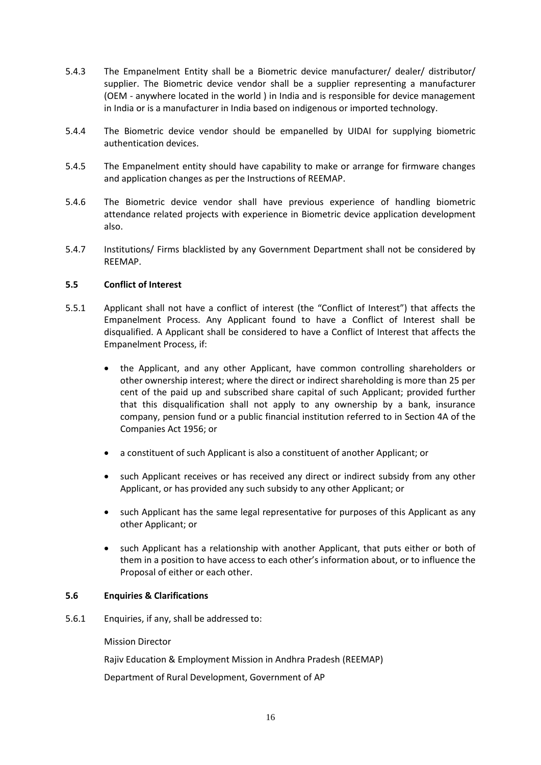5.4.3 The Empanelment Entity shall be a Biometric device manufacturer/ dealer/ distributor/ supplier. The Biometric device vendor shall be a supplier representing a manufacturer (OEM - anywhere located in the world ) in India and is responsible for device management in India or is a manufacturer in India based on indigenous or imported technology.

5.4.4 The Biometric device vendor should be empanelled by UIDAI for supplying biometric authentication devices.

5.4.5 The Empanelment entity should have capability to make or arrange for firmware changes and application changes as per the Instructions of REEMAP.

5.4.6 The Biometric device vendor shall have previous experience of handling biometric attendance related projects with experience in Biometric device application development also.

5.4.7 Institutions/ Firms blacklisted by any Government Department shall not be considered by REEMAP.

### 5.5 Conflict of Interest

5.5.1 Applicant shall not have a conflict of interest (the "Conflict of Interest") that affects the Empanelment Process. Any Applicant found to have a Conflict of Interest shall be disqualified. A Applicant shall be considered to have a Conflict of Interest that affects the Empanelment Process, if:

- the Applicant, and any other Applicant, have common controlling shareholders or other ownership interest; where the direct or indirect shareholding is more than 25 per cent of the paid up and subscribed share capital of such Applicant; provided further that this disqualification shall not apply to any ownership by a bank, insurance company, pension fund or a public financial institution referred to in Section 4A of the Companies Act 1956; or
- a constituent of such Applicant is also a constituent of another Applicant; or
- such Applicant receives or has received any direct or indirect subsidy from any other Applicant, or has provided any such subsidy to any other Applicant; or
- such Applicant has the same legal representative for purposes of this Applicant as any other Applicant; or
- such Applicant has a relationship with another Applicant, that puts either or both of them in a position to have access to each other's information about, or to influence the Proposal of either or each other.

### 5.6 Enquiries & Clarifications

5.6.1 Enquiries, if any, shall be addressed to:

Mission Director

Rajiv Education & Employment Mission in Andhra Pradesh (REEMAP)

Department of Rural Development, Government of AP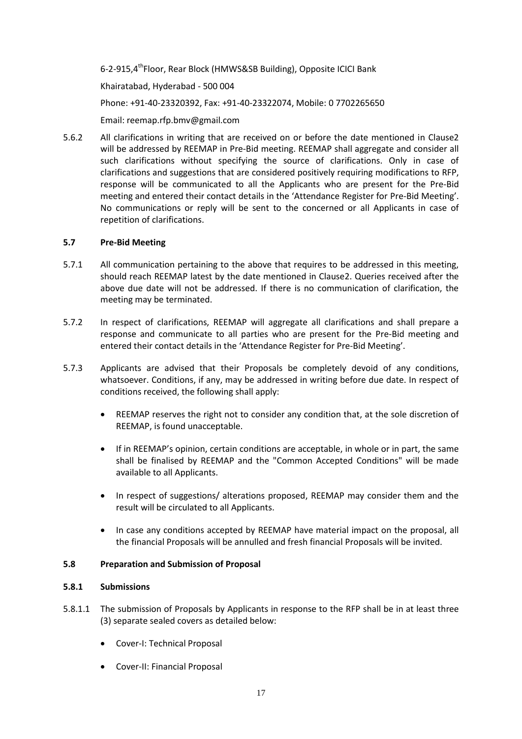6-2-915,4th Floor, Rear Block (HMWS&SB Building), Opposite ICICI Bank

Khairatabad, Hyderabad - 500 004

Phone: +91-40-23320392, Fax: +91-40-23322074, Mobile: 0 7702265650

Email: reemap.rfp.bmv@gmail.com

5.6.2 All clarifications in writing that are received on or before the date mentioned in Clause2 will be addressed by REEMAP in Pre-Bid meeting. REEMAP shall aggregate and consider all such clarifications without specifying the source of clarifications. Only in case of clarifications and suggestions that are considered positively requiring modifications to RFP, response will be communicated to all the Applicants who are present for the Pre-Bid meeting and entered their contact details in the 'Attendance Register for Pre-Bid Meeting'. No communications or reply will be sent to the concerned or all Applicants in case of repetition of clarifications.

### 5.7 Pre-Bid Meeting

5.7.1 All communication pertaining to the above that requires to be addressed in this meeting, should reach REEMAP latest by the date mentioned in Clause2. Queries received after the above due date will not be addressed. If there is no communication of clarification, the meeting may be terminated.

5.7.2 In respect of clarifications, REEMAP will aggregate all clarifications and shall prepare a response and communicate to all parties who are present for the Pre-Bid meeting and entered their contact details in the 'Attendance Register for Pre-Bid Meeting'.

5.7.3 Applicants are advised that their Proposals be completely devoid of any conditions, whatsoever. Conditions, if any, may be addressed in writing before due date. In respect of conditions received, the following shall apply:

- REEMAP reserves the right not to consider any condition that, at the sole discretion of REEMAP, is found unacceptable.
- If in REEMAP's opinion, certain conditions are acceptable, in whole or in part, the same shall be finalised by REEMAP and the "Common Accepted Conditions" will be made available to all Applicants.
- In respect of suggestions/ alterations proposed, REEMAP may consider them and the result will be circulated to all Applicants.
- In case any conditions accepted by REEMAP have material impact on the proposal, all the financial Proposals will be annulled and fresh financial Proposals will be invited.

### 5.8 Preparation and Submission of Proposal

#### 5.8.1 Submissions

5.8.1.1 The submission of Proposals by Applicants in response to the RFP shall be in at least three (3) separate sealed covers as detailed below:

- Cover-I: Technical Proposal
- Cover-II: Financial Proposal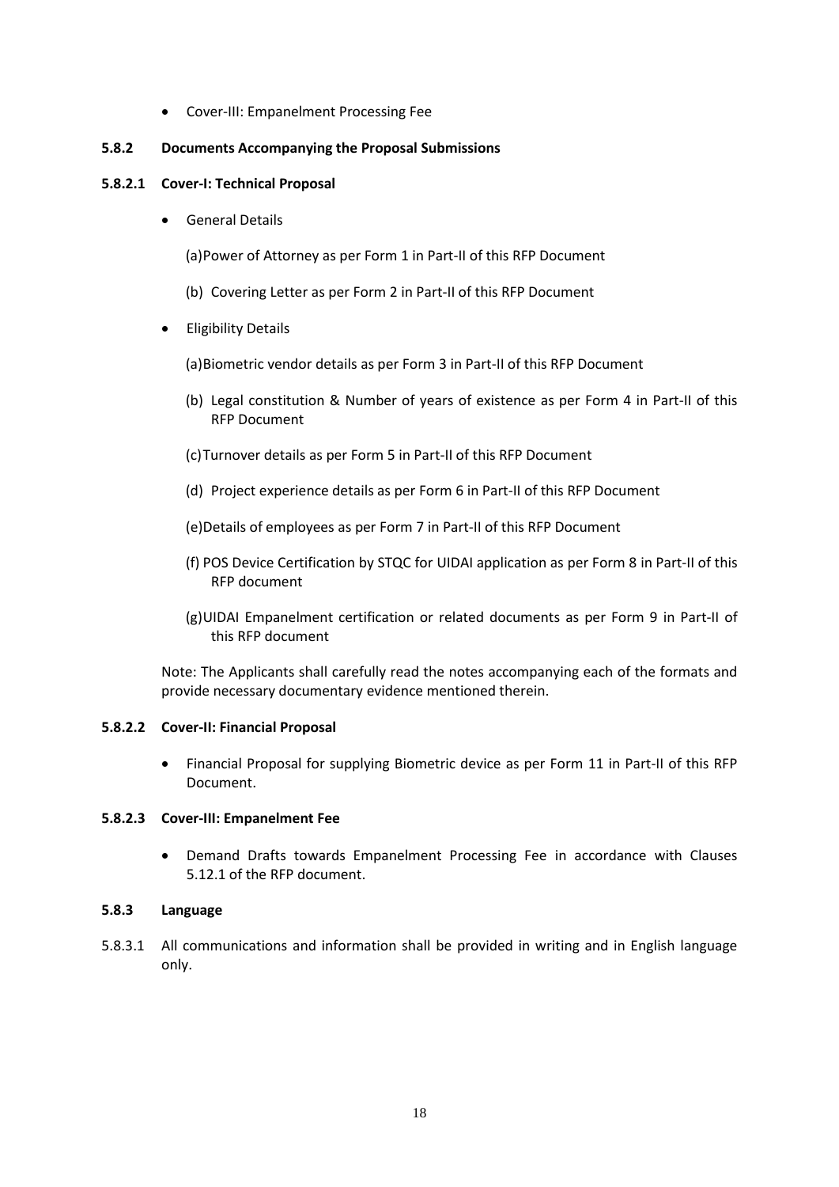- Cover-III: Empanelment Processing Fee

### 5.8.2 Documents Accompanying the Proposal Submissions

#### 5.8.2.1 Cover-I: Technical Proposal

- General Details

  (a) Power of Attorney as per Form 1 in Part-II of this RFP Document

  (b) Covering Letter as per Form 2 in Part-II of this RFP Document

- Eligibility Details

  (a) Biometric vendor details as per Form 3 in Part-II of this RFP Document

  (b) Legal constitution & Number of years of existence as per Form 4 in Part-II of this RFP Document

  (c) Turnover details as per Form 5 in Part-II of this RFP Document

  (d) Project experience details as per Form 6 in Part-II of this RFP Document

  (e) Details of employees as per Form 7 in Part-II of this RFP Document

  (f) POS Device Certification by STQC for UIDAI application as per Form 8 in Part-II of this RFP document

  (g) UIDAI Empanelment certification or related documents as per Form 9 in Part-II of this RFP document

Note: The Applicants shall carefully read the notes accompanying each of the formats and provide necessary documentary evidence mentioned therein.

#### 5.8.2.2 Cover-II: Financial Proposal

- Financial Proposal for supplying Biometric device as per Form 11 in Part-II of this RFP Document.

#### 5.8.2.3 Cover-III: Empanelment Fee

- Demand Drafts towards Empanelment Processing Fee in accordance with Clauses 5.12.1 of the RFP document.

### 5.8.3 Language

5.8.3.1 All communications and information shall be provided in writing and in English language only.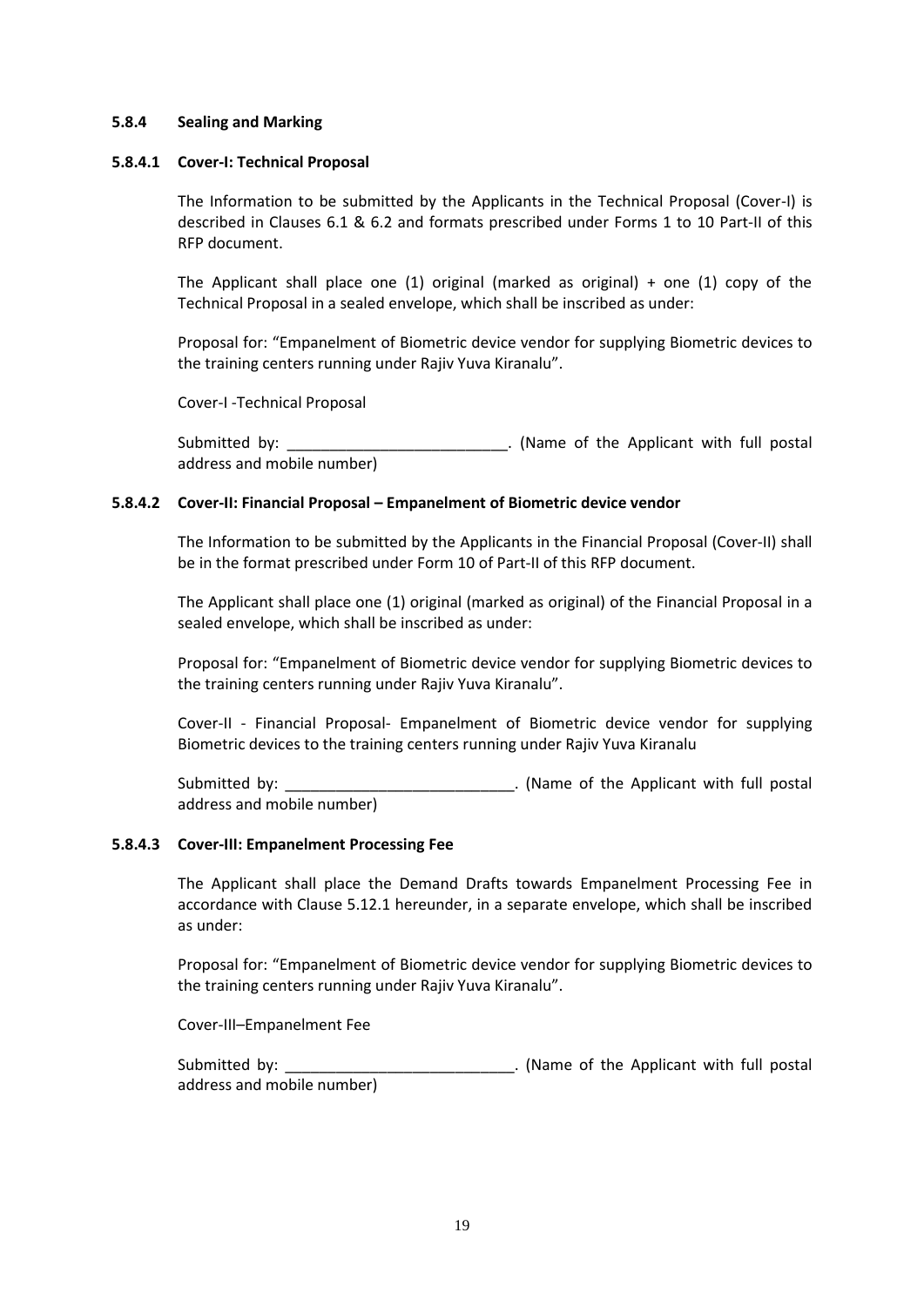### 5.8.4 Sealing and Marking

#### 5.8.4.1 Cover-I: Technical Proposal

The Information to be submitted by the Applicants in the Technical Proposal (Cover-I) is described in Clauses 6.1 & 6.2 and formats prescribed under Forms 1 to 10 Part-II of this RFP document.

The Applicant shall place one (1) original (marked as original) + one (1) copy of the Technical Proposal in a sealed envelope, which shall be inscribed as under:

Proposal for: "Empanelment of Biometric device vendor for supplying Biometric devices to the training centers running under Rajiv Yuva Kiranalu".

Cover-I -Technical Proposal

Submitted by: __________________________. (Name of the Applicant with full postal address and mobile number)

#### 5.8.4.2 Cover-II: Financial Proposal – Empanelment of Biometric device vendor

The Information to be submitted by the Applicants in the Financial Proposal (Cover-II) shall be in the format prescribed under Form 10 of Part-II of this RFP document.

The Applicant shall place one (1) original (marked as original) of the Financial Proposal in a sealed envelope, which shall be inscribed as under:

Proposal for: "Empanelment of Biometric device vendor for supplying Biometric devices to the training centers running under Rajiv Yuva Kiranalu".

Cover-II - Financial Proposal- Empanelment of Biometric device vendor for supplying Biometric devices to the training centers running under Rajiv Yuva Kiranalu

Submitted by: ___________________________. (Name of the Applicant with full postal address and mobile number)

#### 5.8.4.3 Cover-III: Empanelment Processing Fee

The Applicant shall place the Demand Drafts towards Empanelment Processing Fee in accordance with Clause 5.12.1 hereunder, in a separate envelope, which shall be inscribed as under:

Proposal for: "Empanelment of Biometric device vendor for supplying Biometric devices to the training centers running under Rajiv Yuva Kiranalu".

Cover-III–Empanelment Fee

Submitted by: ___________________________. (Name of the Applicant with full postal address and mobile number)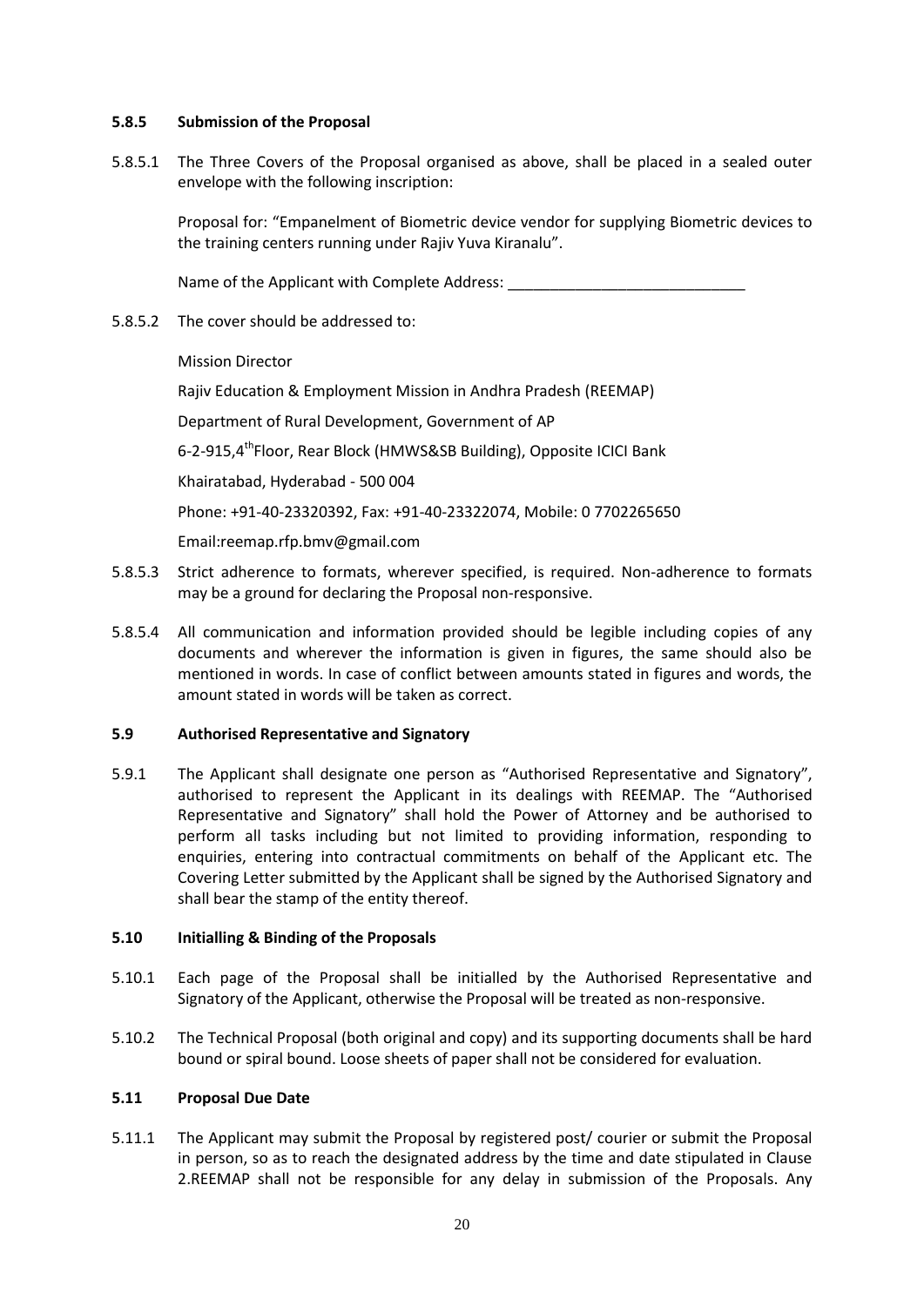#### 5.8.5 Submission of the Proposal

5.8.5.1 The Three Covers of the Proposal organised as above, shall be placed in a sealed outer envelope with the following inscription:

Proposal for: "Empanelment of Biometric device vendor for supplying Biometric devices to the training centers running under Rajiv Yuva Kiranalu".

Name of the Applicant with Complete Address: ____________________________

5.8.5.2 The cover should be addressed to:

Mission Director

Rajiv Education & Employment Mission in Andhra Pradesh (REEMAP)

Department of Rural Development, Government of AP

6-2-915,4th Floor, Rear Block (HMWS&SB Building), Opposite ICICI Bank

Khairatabad, Hyderabad - 500 004

Phone: +91-40-23320392, Fax: +91-40-23322074, Mobile: 0 7702265650

Email:reemap.rfp.bmv@gmail.com

5.8.5.3 Strict adherence to formats, wherever specified, is required. Non-adherence to formats may be a ground for declaring the Proposal non-responsive.

5.8.5.4 All communication and information provided should be legible including copies of any documents and wherever the information is given in figures, the same should also be mentioned in words. In case of conflict between amounts stated in figures and words, the amount stated in words will be taken as correct.

### 5.9 Authorised Representative and Signatory

5.9.1 The Applicant shall designate one person as "Authorised Representative and Signatory", authorised to represent the Applicant in its dealings with REEMAP. The "Authorised Representative and Signatory" shall hold the Power of Attorney and be authorised to perform all tasks including but not limited to providing information, responding to enquiries, entering into contractual commitments on behalf of the Applicant etc. The Covering Letter submitted by the Applicant shall be signed by the Authorised Signatory and shall bear the stamp of the entity thereof.

### 5.10 Initialling & Binding of the Proposals

5.10.1 Each page of the Proposal shall be initialled by the Authorised Representative and Signatory of the Applicant, otherwise the Proposal will be treated as non-responsive.

5.10.2 The Technical Proposal (both original and copy) and its supporting documents shall be hard bound or spiral bound. Loose sheets of paper shall not be considered for evaluation.

### 5.11 Proposal Due Date

5.11.1 The Applicant may submit the Proposal by registered post/ courier or submit the Proposal in person, so as to reach the designated address by the time and date stipulated in Clause 2.REEMAP shall not be responsible for any delay in submission of the Proposals. Any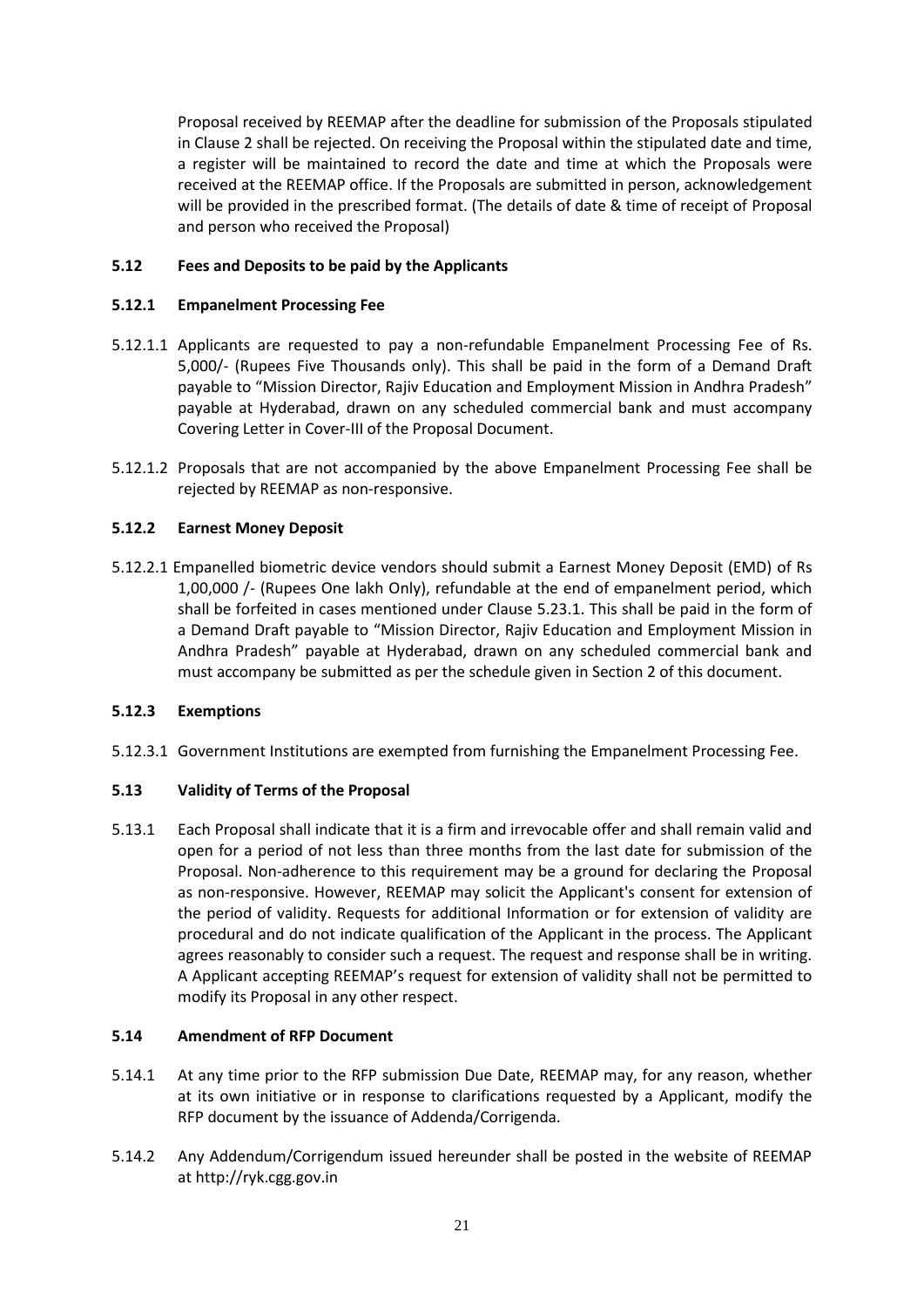Proposal received by REEMAP after the deadline for submission of the Proposals stipulated in Clause 2 shall be rejected. On receiving the Proposal within the stipulated date and time, a register will be maintained to record the date and time at which the Proposals were received at the REEMAP office. If the Proposals are submitted in person, acknowledgement will be provided in the prescribed format. (The details of date & time of receipt of Proposal and person who received the Proposal)

### 5.12 Fees and Deposits to be paid by the Applicants

#### 5.12.1 Empanelment Processing Fee

5.12.1.1 Applicants are requested to pay a non-refundable Empanelment Processing Fee of Rs. 5,000/- (Rupees Five Thousands only). This shall be paid in the form of a Demand Draft payable to "Mission Director, Rajiv Education and Employment Mission in Andhra Pradesh" payable at Hyderabad, drawn on any scheduled commercial bank and must accompany Covering Letter in Cover-III of the Proposal Document.

5.12.1.2 Proposals that are not accompanied by the above Empanelment Processing Fee shall be rejected by REEMAP as non-responsive.

#### 5.12.2 Earnest Money Deposit

5.12.2.1 Empanelled biometric device vendors should submit a Earnest Money Deposit (EMD) of Rs 1,00,000 /- (Rupees One lakh Only), refundable at the end of empanelment period, which shall be forfeited in cases mentioned under Clause 5.23.1. This shall be paid in the form of a Demand Draft payable to "Mission Director, Rajiv Education and Employment Mission in Andhra Pradesh" payable at Hyderabad, drawn on any scheduled commercial bank and must accompany be submitted as per the schedule given in Section 2 of this document.

#### 5.12.3 Exemptions

5.12.3.1 Government Institutions are exempted from furnishing the Empanelment Processing Fee.

### 5.13 Validity of Terms of the Proposal

5.13.1 Each Proposal shall indicate that it is a firm and irrevocable offer and shall remain valid and open for a period of not less than three months from the last date for submission of the Proposal. Non-adherence to this requirement may be a ground for declaring the Proposal as non-responsive. However, REEMAP may solicit the Applicant's consent for extension of the period of validity. Requests for additional Information or for extension of validity are procedural and do not indicate qualification of the Applicant in the process. The Applicant agrees reasonably to consider such a request. The request and response shall be in writing. A Applicant accepting REEMAP's request for extension of validity shall not be permitted to modify its Proposal in any other respect.

### 5.14 Amendment of RFP Document

5.14.1 At any time prior to the RFP submission Due Date, REEMAP may, for any reason, whether at its own initiative or in response to clarifications requested by a Applicant, modify the RFP document by the issuance of Addenda/Corrigenda.

5.14.2 Any Addendum/Corrigendum issued hereunder shall be posted in the website of REEMAP at http://ryk.cgg.gov.in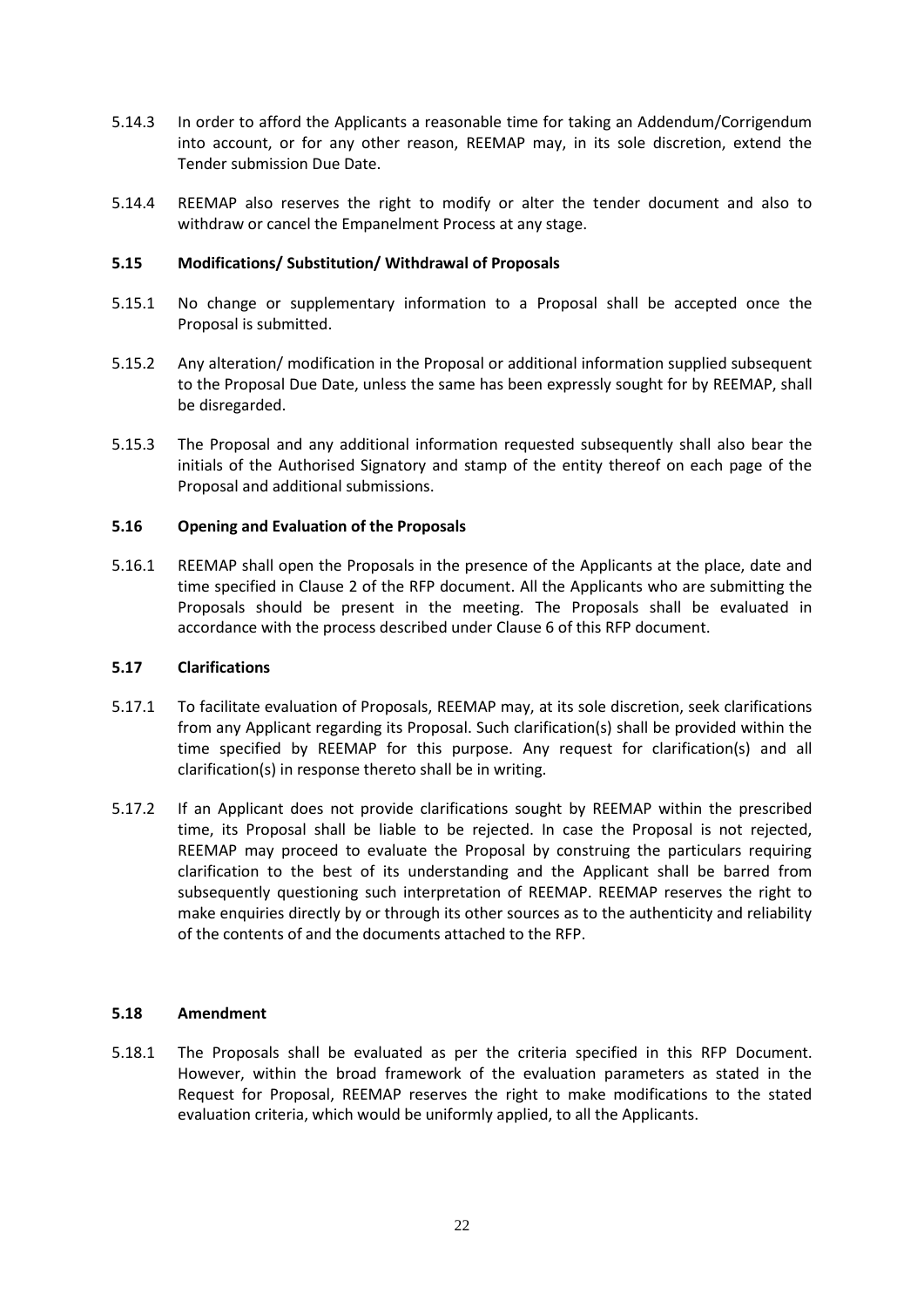5.14.3 In order to afford the Applicants a reasonable time for taking an Addendum/Corrigendum into account, or for any other reason, REEMAP may, in its sole discretion, extend the Tender submission Due Date.

5.14.4 REEMAP also reserves the right to modify or alter the tender document and also to withdraw or cancel the Empanelment Process at any stage.

### 5.15 Modifications/ Substitution/ Withdrawal of Proposals

5.15.1 No change or supplementary information to a Proposal shall be accepted once the Proposal is submitted.

5.15.2 Any alteration/ modification in the Proposal or additional information supplied subsequent to the Proposal Due Date, unless the same has been expressly sought for by REEMAP, shall be disregarded.

5.15.3 The Proposal and any additional information requested subsequently shall also bear the initials of the Authorised Signatory and stamp of the entity thereof on each page of the Proposal and additional submissions.

### 5.16 Opening and Evaluation of the Proposals

5.16.1 REEMAP shall open the Proposals in the presence of the Applicants at the place, date and time specified in Clause 2 of the RFP document. All the Applicants who are submitting the Proposals should be present in the meeting. The Proposals shall be evaluated in accordance with the process described under Clause 6 of this RFP document.

### 5.17 Clarifications

5.17.1 To facilitate evaluation of Proposals, REEMAP may, at its sole discretion, seek clarifications from any Applicant regarding its Proposal. Such clarification(s) shall be provided within the time specified by REEMAP for this purpose. Any request for clarification(s) and all clarification(s) in response thereto shall be in writing.

5.17.2 If an Applicant does not provide clarifications sought by REEMAP within the prescribed time, its Proposal shall be liable to be rejected. In case the Proposal is not rejected, REEMAP may proceed to evaluate the Proposal by construing the particulars requiring clarification to the best of its understanding and the Applicant shall be barred from subsequently questioning such interpretation of REEMAP. REEMAP reserves the right to make enquiries directly by or through its other sources as to the authenticity and reliability of the contents of and the documents attached to the RFP.

### 5.18 Amendment

5.18.1 The Proposals shall be evaluated as per the criteria specified in this RFP Document. However, within the broad framework of the evaluation parameters as stated in the Request for Proposal, REEMAP reserves the right to make modifications to the stated evaluation criteria, which would be uniformly applied, to all the Applicants.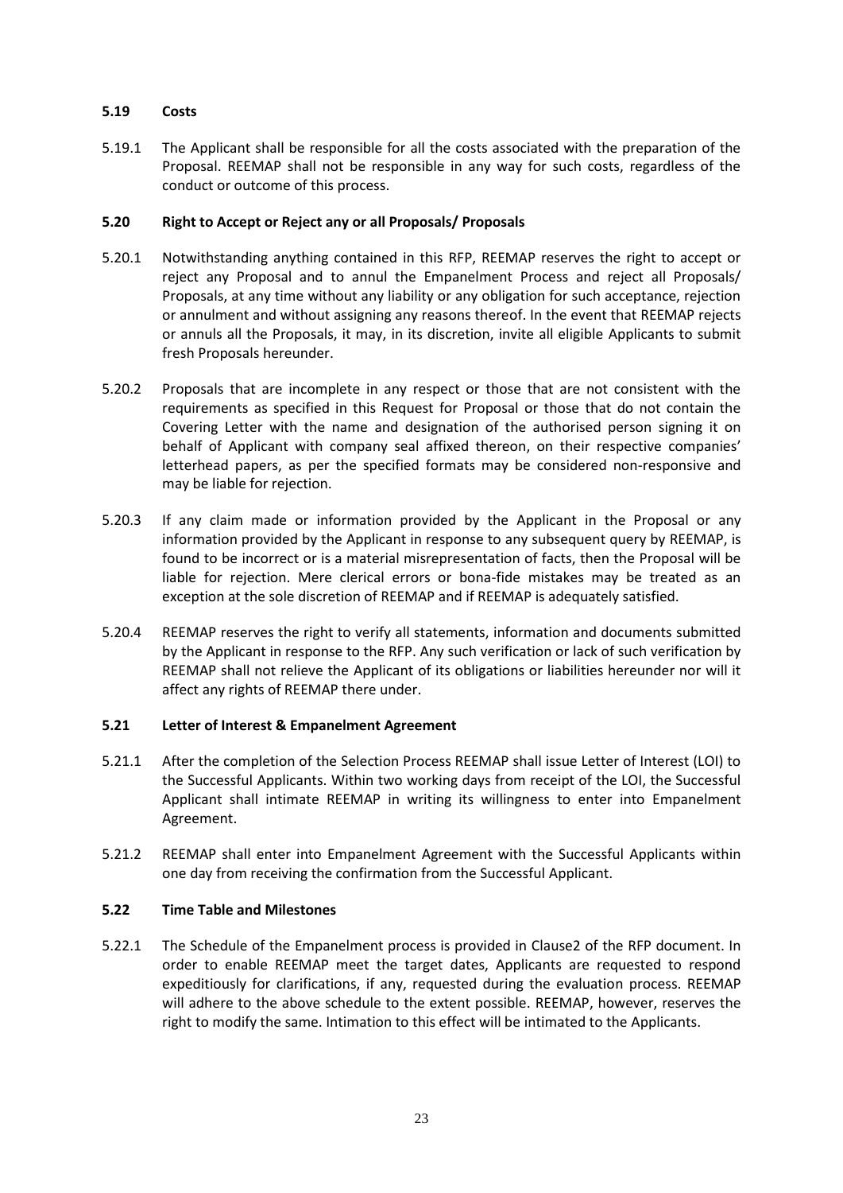### 5.19 Costs

5.19.1 The Applicant shall be responsible for all the costs associated with the preparation of the Proposal. REEMAP shall not be responsible in any way for such costs, regardless of the conduct or outcome of this process.

### 5.20 Right to Accept or Reject any or all Proposals/ Proposals

5.20.1 Notwithstanding anything contained in this RFP, REEMAP reserves the right to accept or reject any Proposal and to annul the Empanelment Process and reject all Proposals/ Proposals, at any time without any liability or any obligation for such acceptance, rejection or annulment and without assigning any reasons thereof. In the event that REEMAP rejects or annuls all the Proposals, it may, in its discretion, invite all eligible Applicants to submit fresh Proposals hereunder.

5.20.2 Proposals that are incomplete in any respect or those that are not consistent with the requirements as specified in this Request for Proposal or those that do not contain the Covering Letter with the name and designation of the authorised person signing it on behalf of Applicant with company seal affixed thereon, on their respective companies' letterhead papers, as per the specified formats may be considered non-responsive and may be liable for rejection.

5.20.3 If any claim made or information provided by the Applicant in the Proposal or any information provided by the Applicant in response to any subsequent query by REEMAP, is found to be incorrect or is a material misrepresentation of facts, then the Proposal will be liable for rejection. Mere clerical errors or bona-fide mistakes may be treated as an exception at the sole discretion of REEMAP and if REEMAP is adequately satisfied.

5.20.4 REEMAP reserves the right to verify all statements, information and documents submitted by the Applicant in response to the RFP. Any such verification or lack of such verification by REEMAP shall not relieve the Applicant of its obligations or liabilities hereunder nor will it affect any rights of REEMAP there under.

### 5.21 Letter of Interest & Empanelment Agreement

5.21.1 After the completion of the Selection Process REEMAP shall issue Letter of Interest (LOI) to the Successful Applicants. Within two working days from receipt of the LOI, the Successful Applicant shall intimate REEMAP in writing its willingness to enter into Empanelment Agreement.

5.21.2 REEMAP shall enter into Empanelment Agreement with the Successful Applicants within one day from receiving the confirmation from the Successful Applicant.

### 5.22 Time Table and Milestones

5.22.1 The Schedule of the Empanelment process is provided in Clause2 of the RFP document. In order to enable REEMAP meet the target dates, Applicants are requested to respond expeditiously for clarifications, if any, requested during the evaluation process. REEMAP will adhere to the above schedule to the extent possible. REEMAP, however, reserves the right to modify the same. Intimation to this effect will be intimated to the Applicants.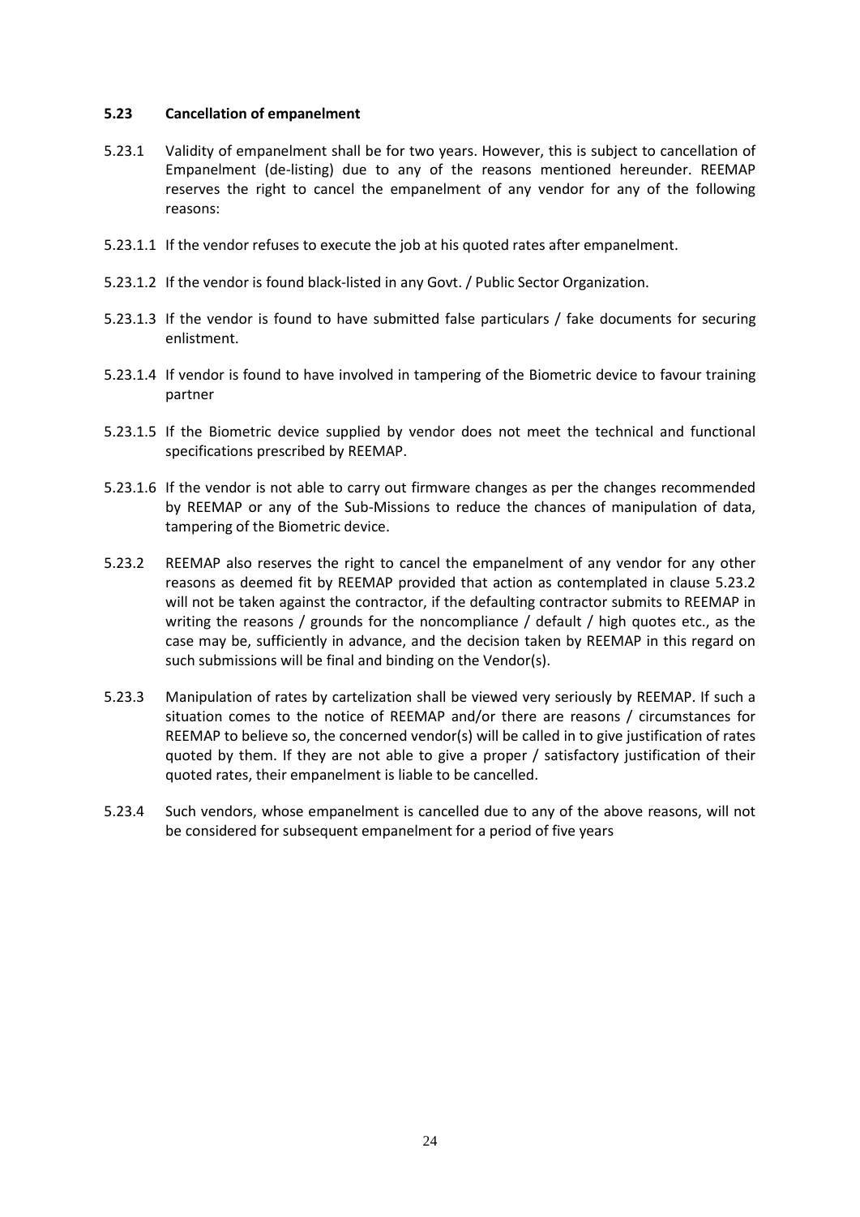### 5.23 Cancellation of empanelment

5.23.1 Validity of empanelment shall be for two years. However, this is subject to cancellation of Empanelment (de-listing) due to any of the reasons mentioned hereunder. REEMAP reserves the right to cancel the empanelment of any vendor for any of the following reasons:

5.23.1.1 If the vendor refuses to execute the job at his quoted rates after empanelment.

5.23.1.2 If the vendor is found black-listed in any Govt. / Public Sector Organization.

5.23.1.3 If the vendor is found to have submitted false particulars / fake documents for securing enlistment.

5.23.1.4 If vendor is found to have involved in tampering of the Biometric device to favour training partner

5.23.1.5 If the Biometric device supplied by vendor does not meet the technical and functional specifications prescribed by REEMAP.

5.23.1.6 If the vendor is not able to carry out firmware changes as per the changes recommended by REEMAP or any of the Sub-Missions to reduce the chances of manipulation of data, tampering of the Biometric device.

5.23.2 REEMAP also reserves the right to cancel the empanelment of any vendor for any other reasons as deemed fit by REEMAP provided that action as contemplated in clause 5.23.2 will not be taken against the contractor, if the defaulting contractor submits to REEMAP in writing the reasons / grounds for the noncompliance / default / high quotes etc., as the case may be, sufficiently in advance, and the decision taken by REEMAP in this regard on such submissions will be final and binding on the Vendor(s).

5.23.3 Manipulation of rates by cartelization shall be viewed very seriously by REEMAP. If such a situation comes to the notice of REEMAP and/or there are reasons / circumstances for REEMAP to believe so, the concerned vendor(s) will be called in to give justification of rates quoted by them. If they are not able to give a proper / satisfactory justification of their quoted rates, their empanelment is liable to be cancelled.

5.23.4 Such vendors, whose empanelment is cancelled due to any of the above reasons, will not be considered for subsequent empanelment for a period of five years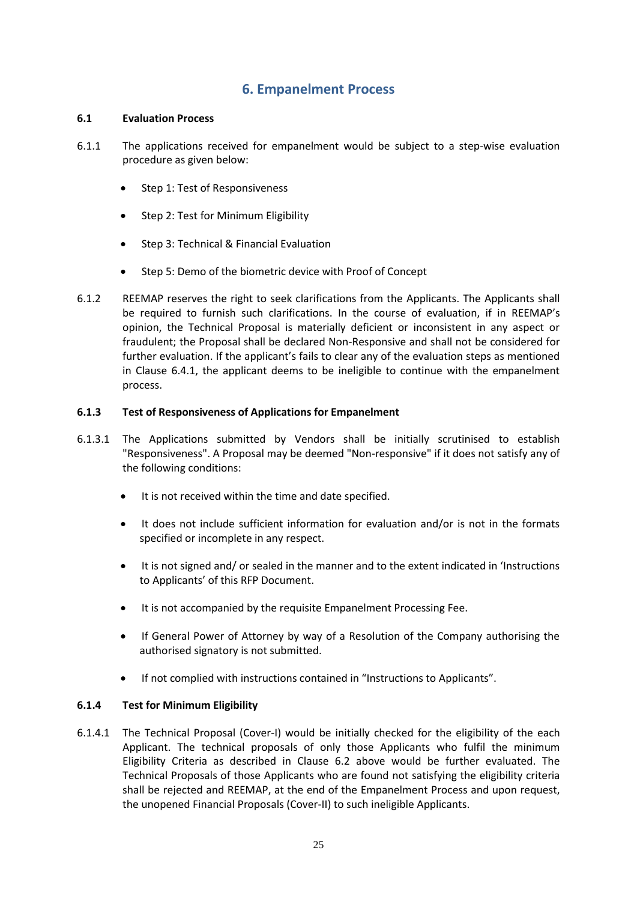## 6. Empanelment Process

**6.1 Evaluation Process**

6.1.1 The applications received for empanelment would be subject to a step-wise evaluation procedure as given below:

- Step 1: Test of Responsiveness
- Step 2: Test for Minimum Eligibility
- Step 3: Technical & Financial Evaluation
- Step 5: Demo of the biometric device with Proof of Concept

6.1.2 REEMAP reserves the right to seek clarifications from the Applicants. The Applicants shall be required to furnish such clarifications. In the course of evaluation, if in REEMAP's opinion, the Technical Proposal is materially deficient or inconsistent in any aspect or fraudulent; the Proposal shall be declared Non-Responsive and shall not be considered for further evaluation. If the applicant's fails to clear any of the evaluation steps as mentioned in Clause 6.4.1, the applicant deems to be ineligible to continue with the empanelment process.

**6.1.3 Test of Responsiveness of Applications for Empanelment**

6.1.3.1 The Applications submitted by Vendors shall be initially scrutinised to establish "Responsiveness". A Proposal may be deemed "Non-responsive" if it does not satisfy any of the following conditions:

- It is not received within the time and date specified.
- It does not include sufficient information for evaluation and/or is not in the formats specified or incomplete in any respect.
- It is not signed and/ or sealed in the manner and to the extent indicated in 'Instructions to Applicants' of this RFP Document.
- It is not accompanied by the requisite Empanelment Processing Fee.
- If General Power of Attorney by way of a Resolution of the Company authorising the authorised signatory is not submitted.
- If not complied with instructions contained in "Instructions to Applicants".

**6.1.4 Test for Minimum Eligibility**

6.1.4.1 The Technical Proposal (Cover-I) would be initially checked for the eligibility of the each Applicant. The technical proposals of only those Applicants who fulfil the minimum Eligibility Criteria as described in Clause 6.2 above would be further evaluated. The Technical Proposals of those Applicants who are found not satisfying the eligibility criteria shall be rejected and REEMAP, at the end of the Empanelment Process and upon request, the unopened Financial Proposals (Cover-II) to such ineligible Applicants.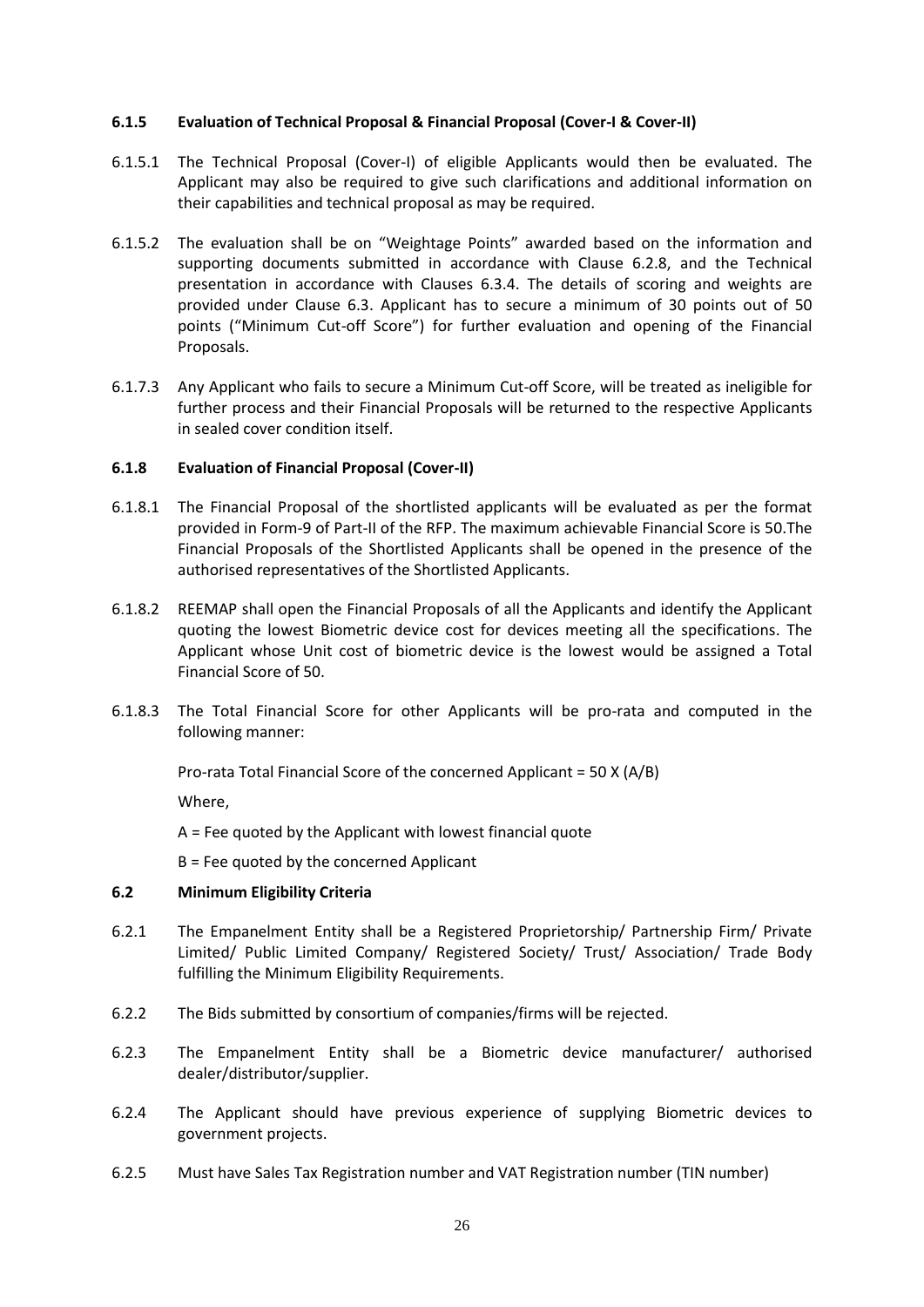### 6.1.5 Evaluation of Technical Proposal & Financial Proposal (Cover-I & Cover-II)

6.1.5.1 The Technical Proposal (Cover-I) of eligible Applicants would then be evaluated. The Applicant may also be required to give such clarifications and additional information on their capabilities and technical proposal as may be required.

6.1.5.2 The evaluation shall be on "Weightage Points" awarded based on the information and supporting documents submitted in accordance with Clause 6.2.8, and the Technical presentation in accordance with Clauses 6.3.4. The details of scoring and weights are provided under Clause 6.3. Applicant has to secure a minimum of 30 points out of 50 points ("Minimum Cut-off Score") for further evaluation and opening of the Financial Proposals.

6.1.7.3 Any Applicant who fails to secure a Minimum Cut-off Score, will be treated as ineligible for further process and their Financial Proposals will be returned to the respective Applicants in sealed cover condition itself.

### 6.1.8 Evaluation of Financial Proposal (Cover-II)

6.1.8.1 The Financial Proposal of the shortlisted applicants will be evaluated as per the format provided in Form-9 of Part-II of the RFP. The maximum achievable Financial Score is 50.The Financial Proposals of the Shortlisted Applicants shall be opened in the presence of the authorised representatives of the Shortlisted Applicants.

6.1.8.2 REEMAP shall open the Financial Proposals of all the Applicants and identify the Applicant quoting the lowest Biometric device cost for devices meeting all the specifications. The Applicant whose Unit cost of biometric device is the lowest would be assigned a Total Financial Score of 50.

6.1.8.3 The Total Financial Score for other Applicants will be pro-rata and computed in the following manner:

Pro-rata Total Financial Score of the concerned Applicant = 50 X (A/B)

Where,

A = Fee quoted by the Applicant with lowest financial quote

B = Fee quoted by the concerned Applicant

## 6.2 Minimum Eligibility Criteria

6.2.1 The Empanelment Entity shall be a Registered Proprietorship/ Partnership Firm/ Private Limited/ Public Limited Company/ Registered Society/ Trust/ Association/ Trade Body fulfilling the Minimum Eligibility Requirements.

6.2.2 The Bids submitted by consortium of companies/firms will be rejected.

6.2.3 The Empanelment Entity shall be a Biometric device manufacturer/ authorised dealer/distributor/supplier.

6.2.4 The Applicant should have previous experience of supplying Biometric devices to government projects.

6.2.5 Must have Sales Tax Registration number and VAT Registration number (TIN number)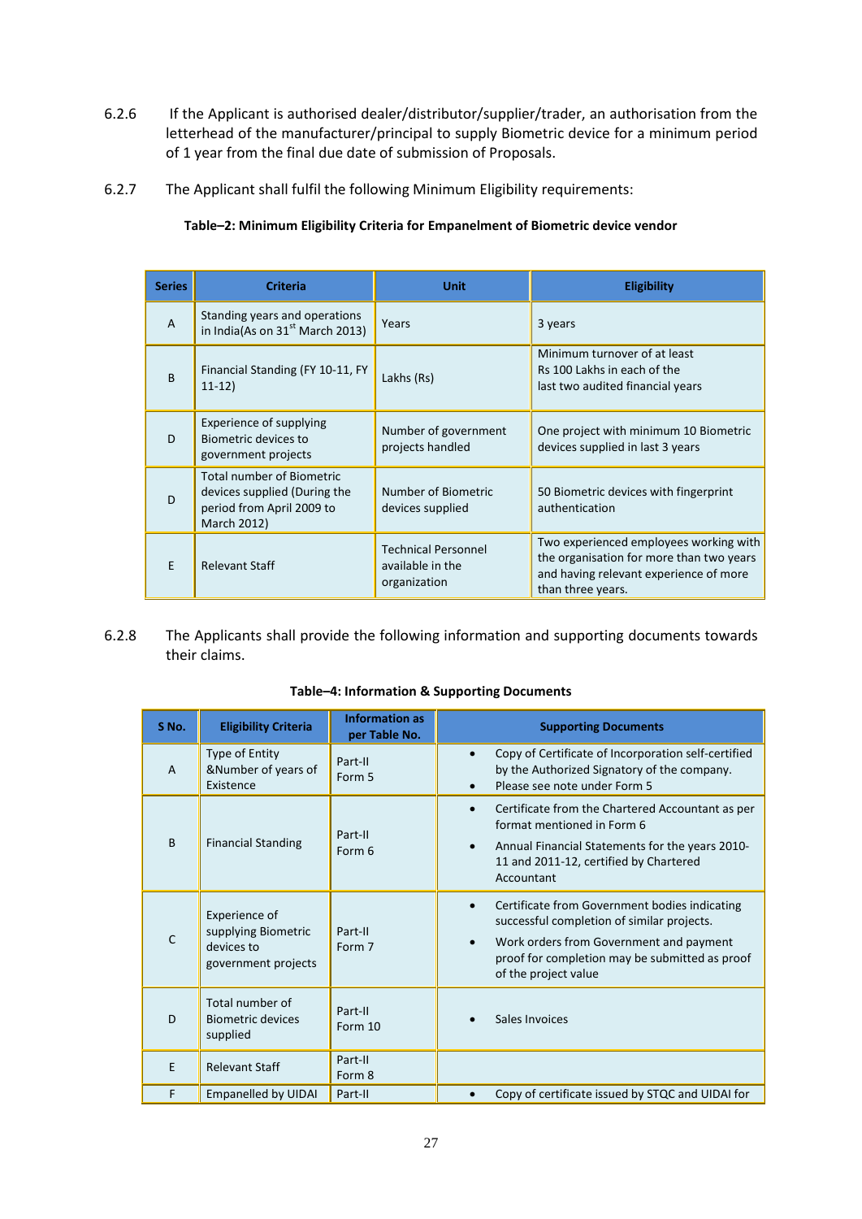6.2.6 If the Applicant is authorised dealer/distributor/supplier/trader, an authorisation from the letterhead of the manufacturer/principal to supply Biometric device for a minimum period of 1 year from the final due date of submission of Proposals.

6.2.7 The Applicant shall fulfil the following Minimum Eligibility requirements:

**Table–2: Minimum Eligibility Criteria for Empanelment of Biometric device vendor**

| Series | Criteria | Unit | Eligibility |
|---|---|---|---|
| A | Standing years and operations in India(As on 31st March 2013) | Years | 3 years |
| B | Financial Standing (FY 10-11, FY 11-12) | Lakhs (Rs) | Minimum turnover of at least Rs 100 Lakhs in each of the last two audited financial years |
| D | Experience of supplying Biometric devices to government projects | Number of government projects handled | One project with minimum 10 Biometric devices supplied in last 3 years |
| D | Total number of Biometric devices supplied (During the period from April 2009 to March 2012) | Number of Biometric devices supplied | 50 Biometric devices with fingerprint authentication |
| E | Relevant Staff | Technical Personnel available in the organization | Two experienced employees working with the organisation for more than two years and having relevant experience of more than three years. |

6.2.8 The Applicants shall provide the following information and supporting documents towards their claims.

**Table–4: Information & Supporting Documents**

| S No. | Eligibility Criteria | Information as per Table No. | Supporting Documents |
|---|---|---|---|
| A | Type of Entity &Number of years of Existence | Part-II Form 5 | • Copy of Certificate of Incorporation self-certified by the Authorized Signatory of the company.<br>• Please see note under Form 5 |
| B | Financial Standing | Part-II Form 6 | • Certificate from the Chartered Accountant as per format mentioned in Form 6<br>• Annual Financial Statements for the years 2010-11 and 2011-12, certified by Chartered Accountant |
| C | Experience of supplying Biometric devices to government projects | Part-II Form 7 | • Certificate from Government bodies indicating successful completion of similar projects.<br>• Work orders from Government and payment proof for completion may be submitted as proof of the project value |
| D | Total number of Biometric devices supplied | Part-II Form 10 | • Sales Invoices |
| E | Relevant Staff | Part-II Form 8 | |
| F | Empanelled by UIDAI | Part-II | • Copy of certificate issued by STQC and UIDAI for |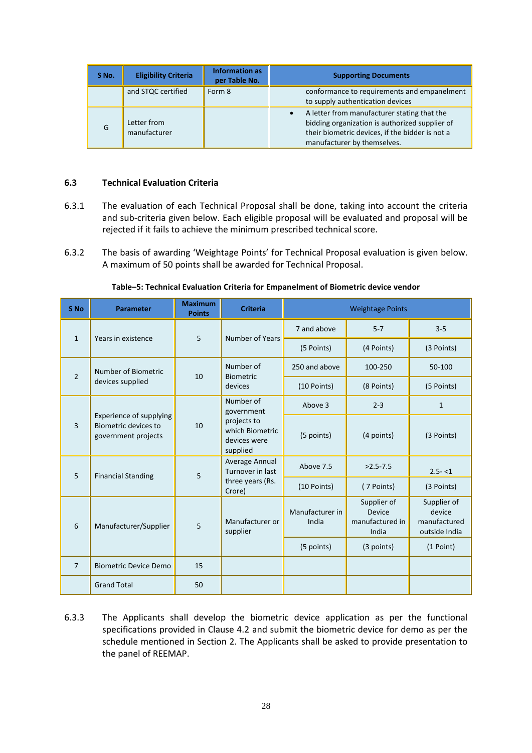| S No. | Eligibility Criteria | Information as per Table No. | Supporting Documents |
|---|---|---|---|
| | and STQC certified | Form 8 | conformance to requirements and empanelment to supply authentication devices |
| G | Letter from manufacturer | | • A letter from manufacturer stating that the bidding organization is authorized supplier of their biometric devices, if the bidder is not a manufacturer by themselves. |

### 6.3 Technical Evaluation Criteria

6.3.1 The evaluation of each Technical Proposal shall be done, taking into account the criteria and sub-criteria given below. Each eligible proposal will be evaluated and proposal will be rejected if it fails to achieve the minimum prescribed technical score.

6.3.2 The basis of awarding 'Weightage Points' for Technical Proposal evaluation is given below. A maximum of 50 points shall be awarded for Technical Proposal.

**Table–5: Technical Evaluation Criteria for Empanelment of Biometric device vendor**

| S No | Parameter | Maximum Points | Criteria | Weightage Points | | |
|---|---|---|---|---|---|---|
| 1 | Years in existence | 5 | Number of Years | 7 and above | 5-7 | 3-5 |
| | | | | (5 Points) | (4 Points) | (3 Points) |
| 2 | Number of Biometric devices supplied | 10 | Number of Biometric devices | 250 and above | 100-250 | 50-100 |
| | | | | (10 Points) | (8 Points) | (5 Points) |
| 3 | Experience of supplying Biometric devices to government projects | 10 | Number of government projects to which Biometric devices were supplied | Above 3 | 2-3 | 1 |
| | | | | (5 points) | (4 points) | (3 Points) |
| 5 | Financial Standing | 5 | Average Annual Turnover in last three years (Rs. Crore) | Above 7.5 | >2.5-7.5 | 2.5- <1 |
| | | | | (10 Points) | ( 7 Points) | (3 Points) |
| 6 | Manufacturer/Supplier | 5 | Manufacturer or supplier | Manufacturer in India | Supplier of Device manufactured in India | Supplier of device manufactured outside India |
| | | | | (5 points) | (3 points) | (1 Point) |
| 7 | Biometric Device Demo | 15 | | | | |
| | Grand Total | 50 | | | | |

6.3.3 The Applicants shall develop the biometric device application as per the functional specifications provided in Clause 4.2 and submit the biometric device for demo as per the schedule mentioned in Section 2. The Applicants shall be asked to provide presentation to the panel of REEMAP.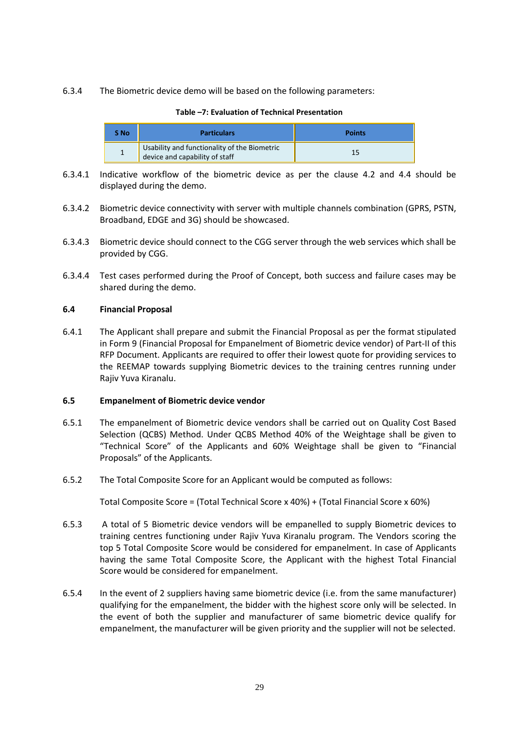6.3.4 The Biometric device demo will be based on the following parameters:

**Table –7: Evaluation of Technical Presentation**

| S No | Particulars | Points |
|---|---|---|
| 1 | Usability and functionality of the Biometric device and capability of staff | 15 |

6.3.4.1 Indicative workflow of the biometric device as per the clause 4.2 and 4.4 should be displayed during the demo.

6.3.4.2 Biometric device connectivity with server with multiple channels combination (GPRS, PSTN, Broadband, EDGE and 3G) should be showcased.

6.3.4.3 Biometric device should connect to the CGG server through the web services which shall be provided by CGG.

6.3.4.4 Test cases performed during the Proof of Concept, both success and failure cases may be shared during the demo.

### 6.4 Financial Proposal

6.4.1 The Applicant shall prepare and submit the Financial Proposal as per the format stipulated in Form 9 (Financial Proposal for Empanelment of Biometric device vendor) of Part-II of this RFP Document. Applicants are required to offer their lowest quote for providing services to the REEMAP towards supplying Biometric devices to the training centres running under Rajiv Yuva Kiranalu.

### 6.5 Empanelment of Biometric device vendor

6.5.1 The empanelment of Biometric device vendors shall be carried out on Quality Cost Based Selection (QCBS) Method. Under QCBS Method 40% of the Weightage shall be given to "Technical Score" of the Applicants and 60% Weightage shall be given to "Financial Proposals" of the Applicants.

6.5.2 The Total Composite Score for an Applicant would be computed as follows:

Total Composite Score = (Total Technical Score x 40%) + (Total Financial Score x 60%)

6.5.3 A total of 5 Biometric device vendors will be empanelled to supply Biometric devices to training centres functioning under Rajiv Yuva Kiranalu program. The Vendors scoring the top 5 Total Composite Score would be considered for empanelment. In case of Applicants having the same Total Composite Score, the Applicant with the highest Total Financial Score would be considered for empanelment.

6.5.4 In the event of 2 suppliers having same biometric device (i.e. from the same manufacturer) qualifying for the empanelment, the bidder with the highest score only will be selected. In the event of both the supplier and manufacturer of same biometric device qualify for empanelment, the manufacturer will be given priority and the supplier will not be selected.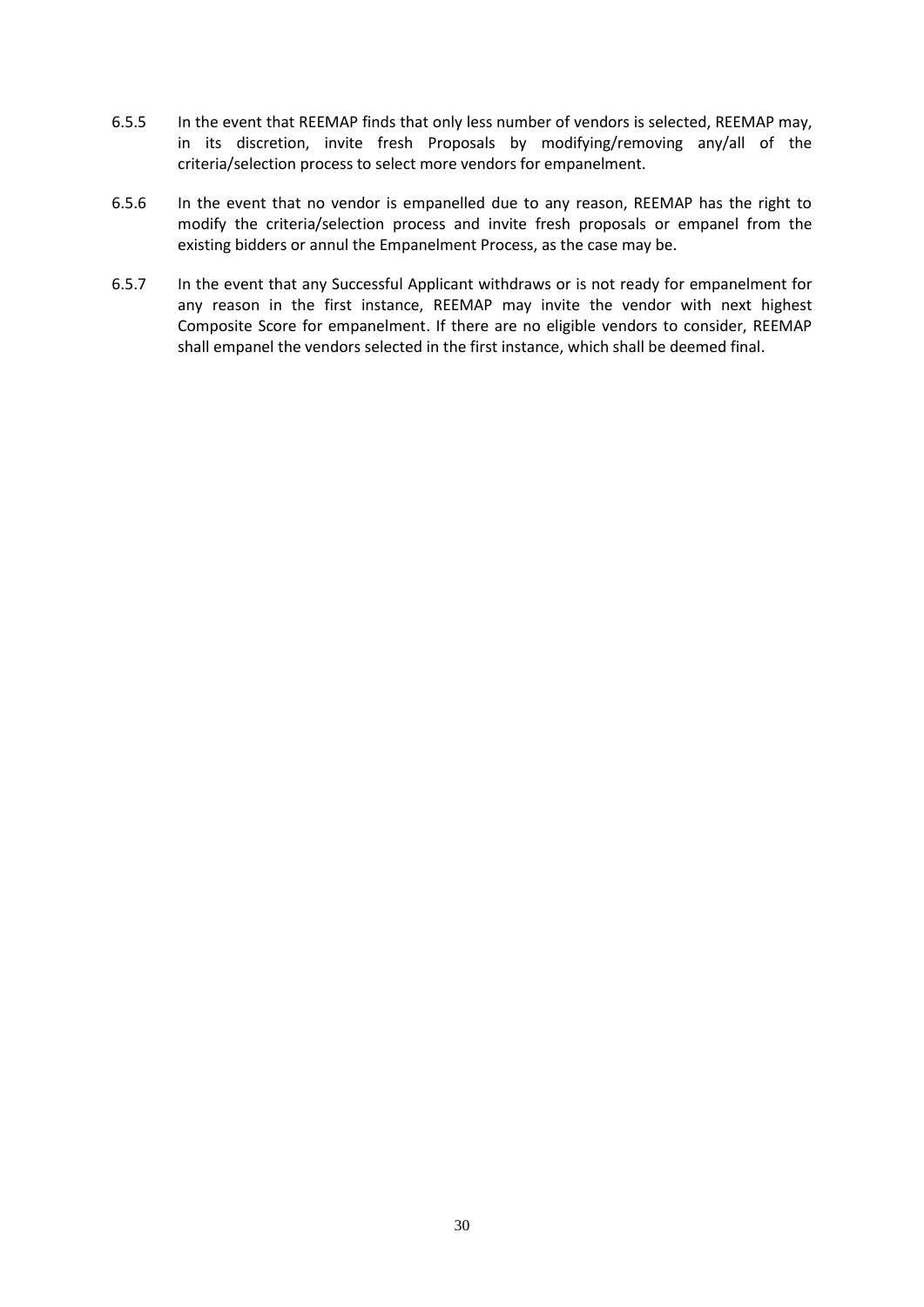6.5.5 In the event that REEMAP finds that only less number of vendors is selected, REEMAP may, in its discretion, invite fresh Proposals by modifying/removing any/all of the criteria/selection process to select more vendors for empanelment.

6.5.6 In the event that no vendor is empanelled due to any reason, REEMAP has the right to modify the criteria/selection process and invite fresh proposals or empanel from the existing bidders or annul the Empanelment Process, as the case may be.

6.5.7 In the event that any Successful Applicant withdraws or is not ready for empanelment for any reason in the first instance, REEMAP may invite the vendor with next highest Composite Score for empanelment. If there are no eligible vendors to consider, REEMAP shall empanel the vendors selected in the first instance, which shall be deemed final.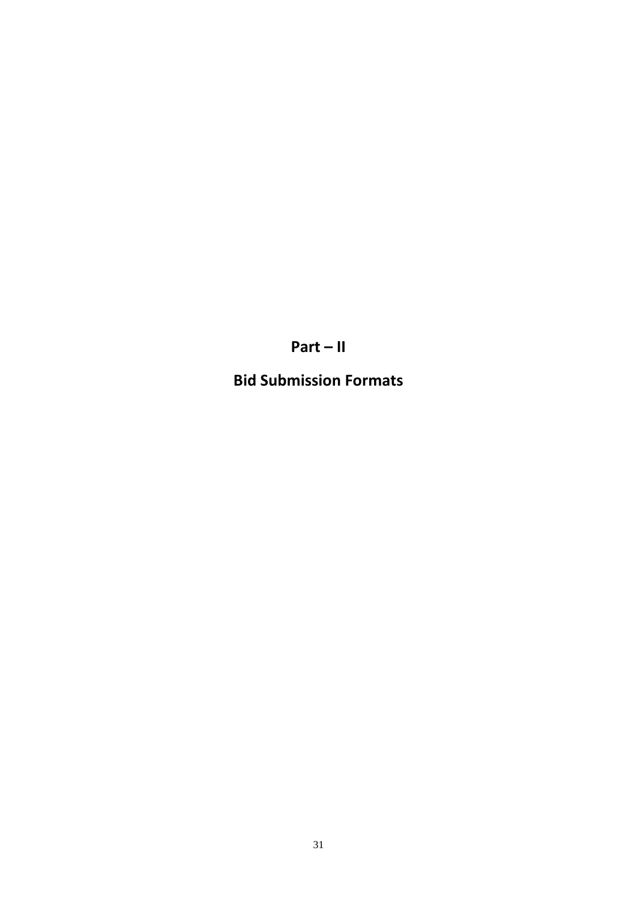# Part – II

# Bid Submission Formats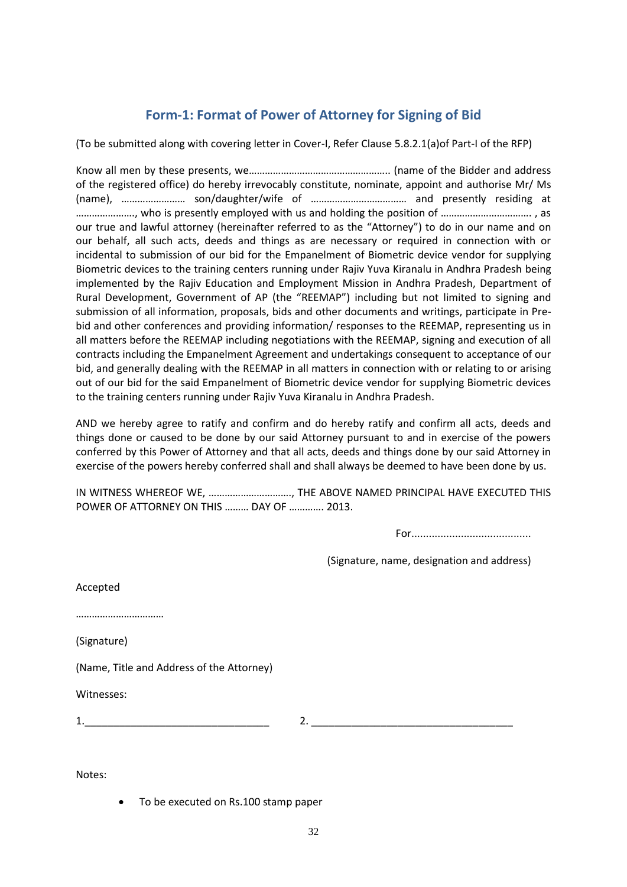## Form-1: Format of Power of Attorney for Signing of Bid

(To be submitted along with covering letter in Cover-I, Refer Clause 5.8.2.1(a)of Part-I of the RFP)

Know all men by these presents, we…………………………………………….. (name of the Bidder and address of the registered office) do hereby irrevocably constitute, nominate, appoint and authorise Mr/ Ms (name), …………………… son/daughter/wife of ……………………………… and presently residing at …………………., who is presently employed with us and holding the position of ……………………………. , as our true and lawful attorney (hereinafter referred to as the "Attorney") to do in our name and on our behalf, all such acts, deeds and things as are necessary or required in connection with or incidental to submission of our bid for the Empanelment of Biometric device vendor for supplying Biometric devices to the training centers running under Rajiv Yuva Kiranalu in Andhra Pradesh being implemented by the Rajiv Education and Employment Mission in Andhra Pradesh, Department of Rural Development, Government of AP (the "REEMAP") including but not limited to signing and submission of all information, proposals, bids and other documents and writings, participate in Pre-bid and other conferences and providing information/ responses to the REEMAP, representing us in all matters before the REEMAP including negotiations with the REEMAP, signing and execution of all contracts including the Empanelment Agreement and undertakings consequent to acceptance of our bid, and generally dealing with the REEMAP in all matters in connection with or relating to or arising out of our bid for the said Empanelment of Biometric device vendor for supplying Biometric devices to the training centers running under Rajiv Yuva Kiranalu in Andhra Pradesh.

AND we hereby agree to ratify and confirm and do hereby ratify and confirm all acts, deeds and things done or caused to be done by our said Attorney pursuant to and in exercise of the powers conferred by this Power of Attorney and that all acts, deeds and things done by our said Attorney in exercise of the powers hereby conferred shall and shall always be deemed to have been done by us.

IN WITNESS WHEREOF WE, …………………………., THE ABOVE NAMED PRINCIPAL HAVE EXECUTED THIS POWER OF ATTORNEY ON THIS ……… DAY OF …………. 2013.

For.........................................

(Signature, name, designation and address)

Accepted

……………………………

(Signature)

(Name, Title and Address of the Attorney)

Witnesses:

1.______________________________ 2. _________________________________

Notes:

- To be executed on Rs.100 stamp paper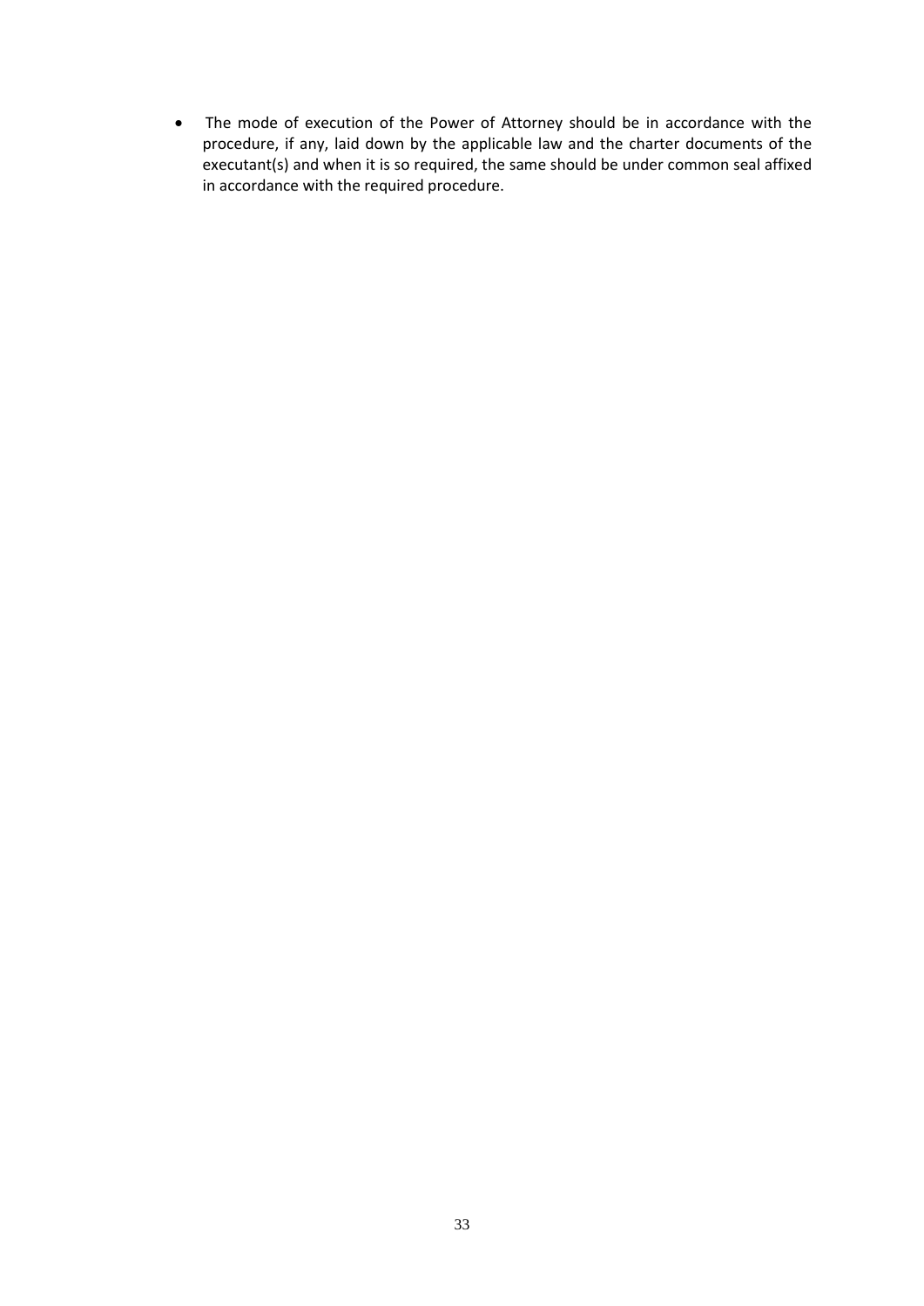- The mode of execution of the Power of Attorney should be in accordance with the procedure, if any, laid down by the applicable law and the charter documents of the executant(s) and when it is so required, the same should be under common seal affixed in accordance with the required procedure.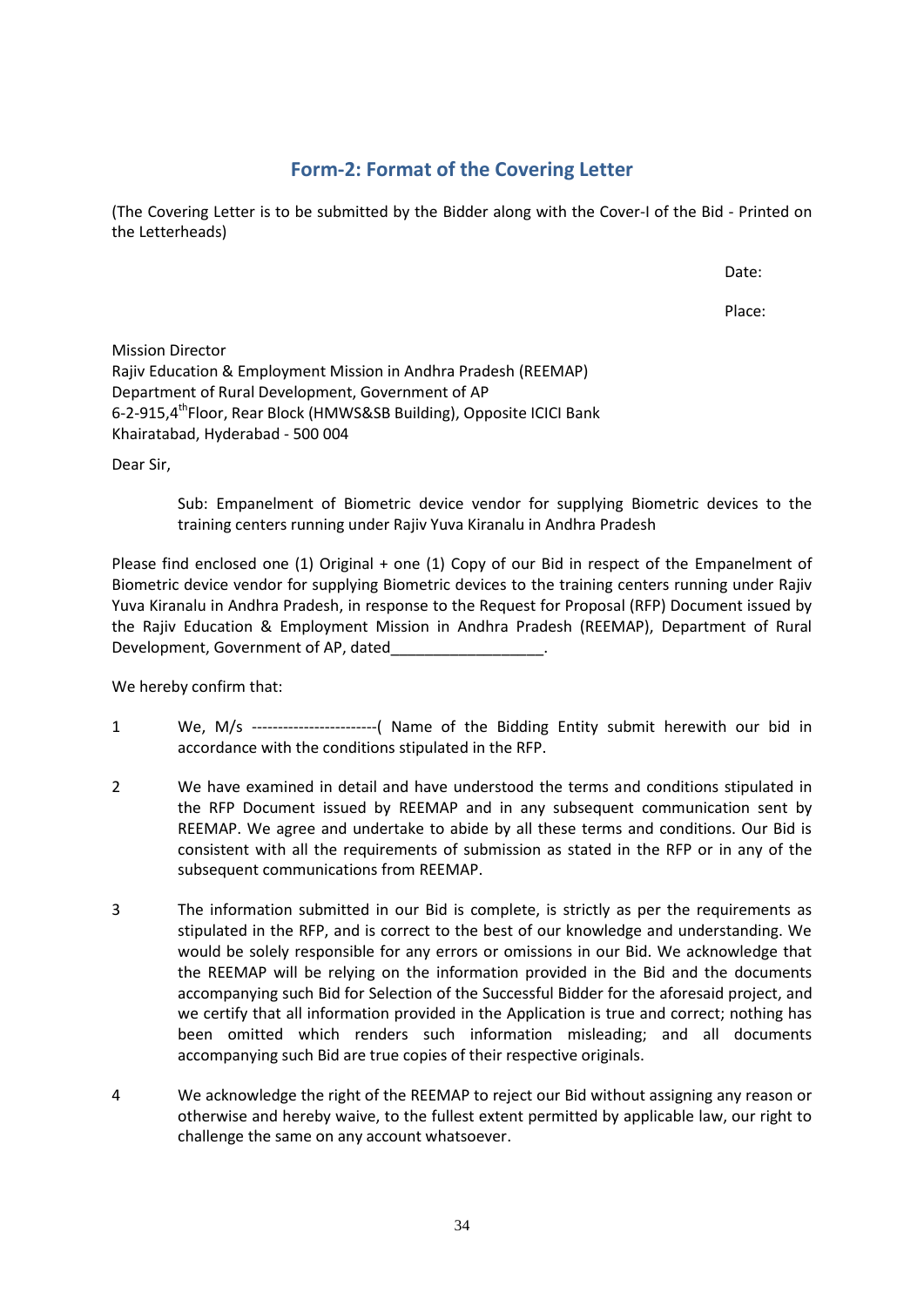## Form-2: Format of the Covering Letter

(The Covering Letter is to be submitted by the Bidder along with the Cover-I of the Bid - Printed on the Letterheads)

Date:

Place:

Mission Director
Rajiv Education & Employment Mission in Andhra Pradesh (REEMAP)
Department of Rural Development, Government of AP
6-2-915,4th Floor, Rear Block (HMWS&SB Building), Opposite ICICI Bank
Khairatabad, Hyderabad - 500 004

Dear Sir,

Sub: Empanelment of Biometric device vendor for supplying Biometric devices to the training centers running under Rajiv Yuva Kiranalu in Andhra Pradesh

Please find enclosed one (1) Original + one (1) Copy of our Bid in respect of the Empanelment of Biometric device vendor for supplying Biometric devices to the training centers running under Rajiv Yuva Kiranalu in Andhra Pradesh, in response to the Request for Proposal (RFP) Document issued by the Rajiv Education & Employment Mission in Andhra Pradesh (REEMAP), Department of Rural Development, Government of AP, dated__________________.

We hereby confirm that:

1. We, M/s ------------------------( Name of the Bidding Entity submit herewith our bid in accordance with the conditions stipulated in the RFP.

2. We have examined in detail and have understood the terms and conditions stipulated in the RFP Document issued by REEMAP and in any subsequent communication sent by REEMAP. We agree and undertake to abide by all these terms and conditions. Our Bid is consistent with all the requirements of submission as stated in the RFP or in any of the subsequent communications from REEMAP.

3. The information submitted in our Bid is complete, is strictly as per the requirements as stipulated in the RFP, and is correct to the best of our knowledge and understanding. We would be solely responsible for any errors or omissions in our Bid. We acknowledge that the REEMAP will be relying on the information provided in the Bid and the documents accompanying such Bid for Selection of the Successful Bidder for the aforesaid project, and we certify that all information provided in the Application is true and correct; nothing has been omitted which renders such information misleading; and all documents accompanying such Bid are true copies of their respective originals.

4. We acknowledge the right of the REEMAP to reject our Bid without assigning any reason or otherwise and hereby waive, to the fullest extent permitted by applicable law, our right to challenge the same on any account whatsoever.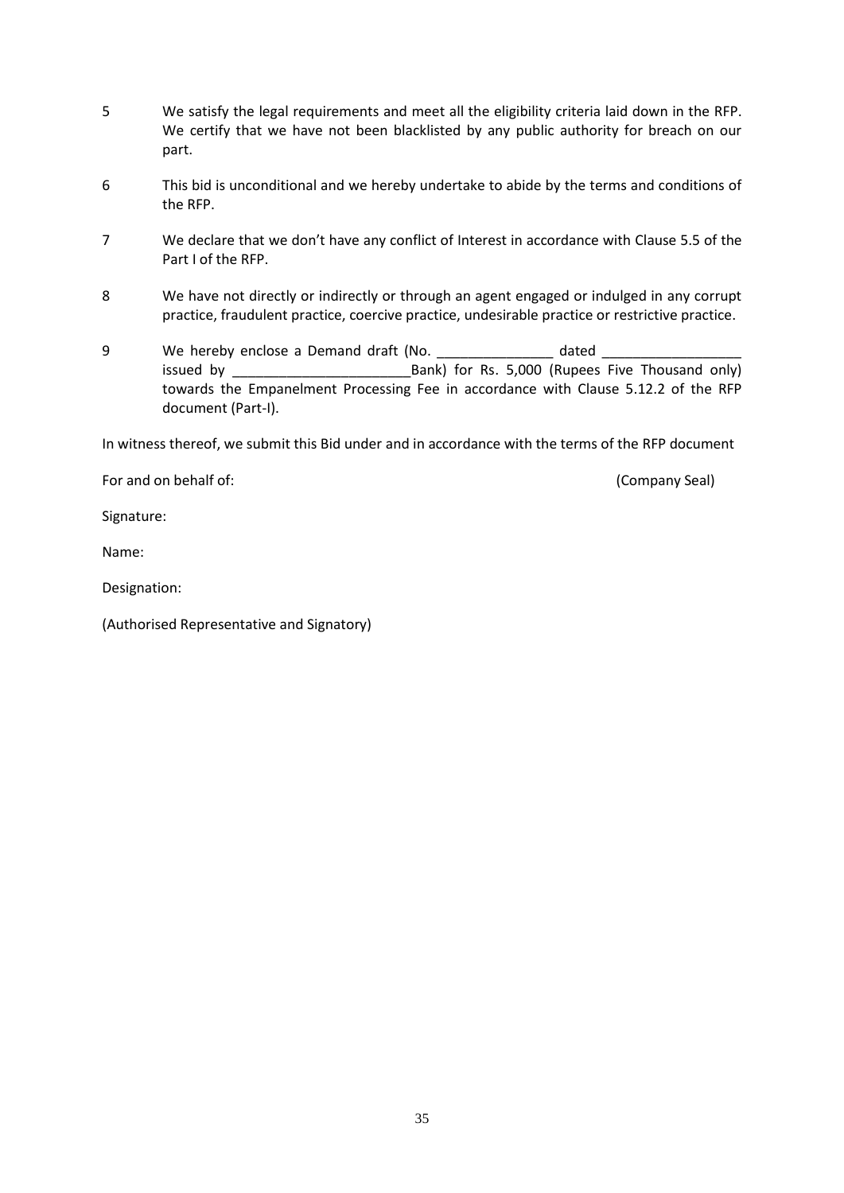5 We satisfy the legal requirements and meet all the eligibility criteria laid down in the RFP. We certify that we have not been blacklisted by any public authority for breach on our part.

6 This bid is unconditional and we hereby undertake to abide by the terms and conditions of the RFP.

7 We declare that we don't have any conflict of Interest in accordance with Clause 5.5 of the Part I of the RFP.

8 We have not directly or indirectly or through an agent engaged or indulged in any corrupt practice, fraudulent practice, coercive practice, undesirable practice or restrictive practice.

9 We hereby enclose a Demand draft (No. _______________ dated _________________ issued by _______________________Bank) for Rs. 5,000 (Rupees Five Thousand only) towards the Empanelment Processing Fee in accordance with Clause 5.12.2 of the RFP document (Part-I).

In witness thereof, we submit this Bid under and in accordance with the terms of the RFP document

For and on behalf of: (Company Seal)

Signature:

Name:

Designation:

(Authorised Representative and Signatory)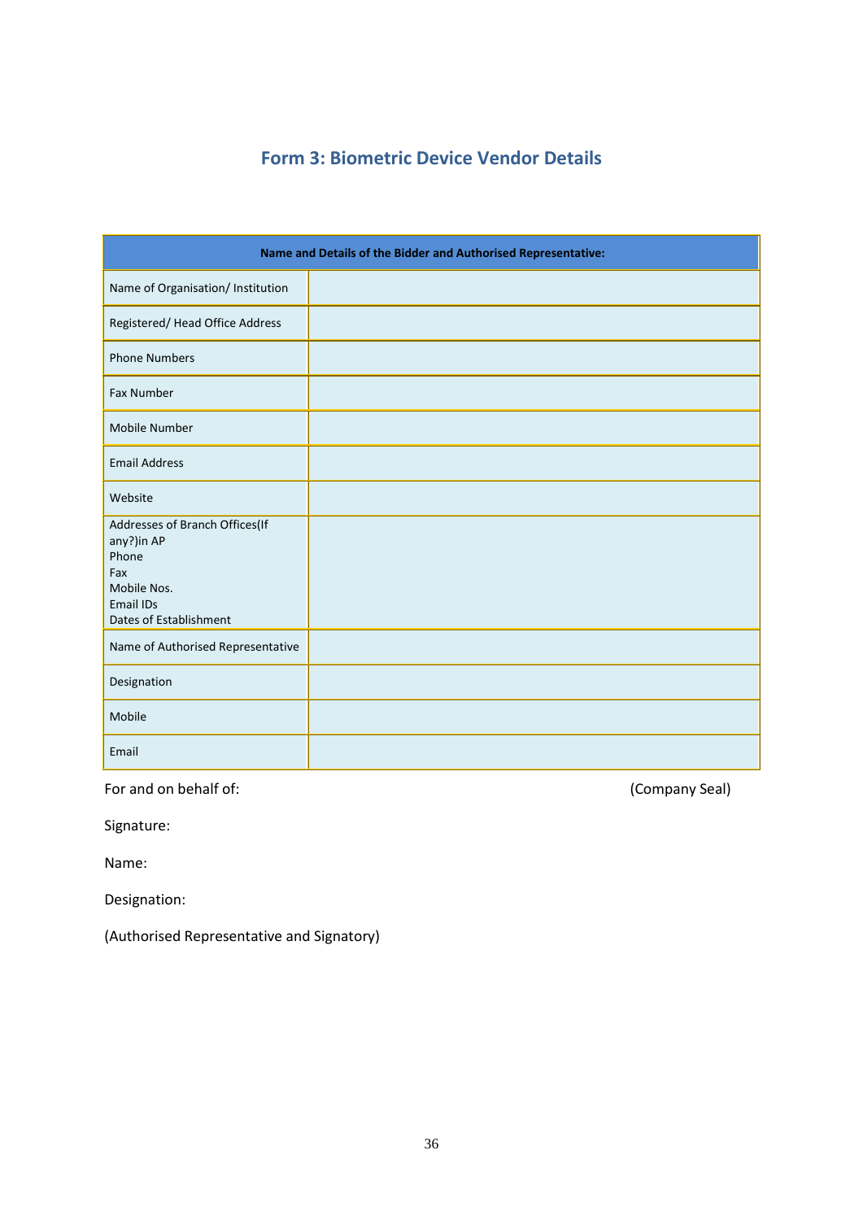## Form 3: Biometric Device Vendor Details

| Name and Details of the Bidder and Authorised Representative: | |
|---|---|
| Name of Organisation/ Institution | |
| Registered/ Head Office Address | |
| Phone Numbers | |
| Fax Number | |
| Mobile Number | |
| Email Address | |
| Website | |
| Addresses of Branch Offices(If any?)in AP<br>Phone<br>Fax<br>Mobile Nos.<br>Email IDs<br>Dates of Establishment | |
| Name of Authorised Representative | |
| Designation | |
| Mobile | |
| Email | |

For and on behalf of: (Company Seal)

Signature:

Name:

Designation:

(Authorised Representative and Signatory)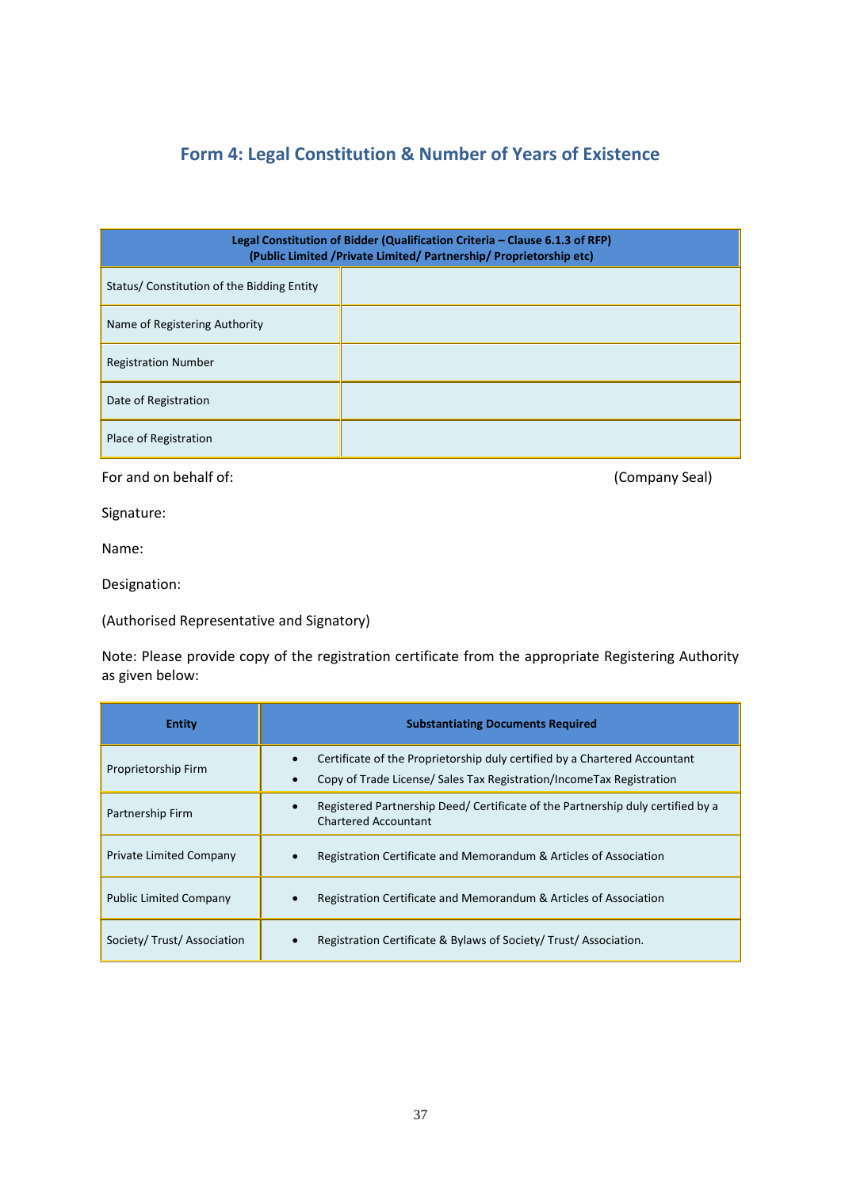## Form 4: Legal Constitution & Number of Years of Existence

| **Legal Constitution of Bidder (Qualification Criteria – Clause 6.1.3 of RFP) (Public Limited /Private Limited/ Partnership/ Proprietorship etc)** | |
|---|---|
| Status/ Constitution of the Bidding Entity | |
| Name of Registering Authority | |
| Registration Number | |
| Date of Registration | |
| Place of Registration | |

For and on behalf of: (Company Seal)

Signature:

Name:

Designation:

(Authorised Representative and Signatory)

Note: Please provide copy of the registration certificate from the appropriate Registering Authority as given below:

| **Entity** | **Substantiating Documents Required** |
|---|---|
| Proprietorship Firm | • Certificate of the Proprietorship duly certified by a Chartered Accountant<br>• Copy of Trade License/ Sales Tax Registration/IncomeTax Registration |
| Partnership Firm | • Registered Partnership Deed/ Certificate of the Partnership duly certified by a Chartered Accountant |
| Private Limited Company | • Registration Certificate and Memorandum & Articles of Association |
| Public Limited Company | • Registration Certificate and Memorandum & Articles of Association |
| Society/ Trust/ Association | • Registration Certificate & Bylaws of Society/ Trust/ Association. |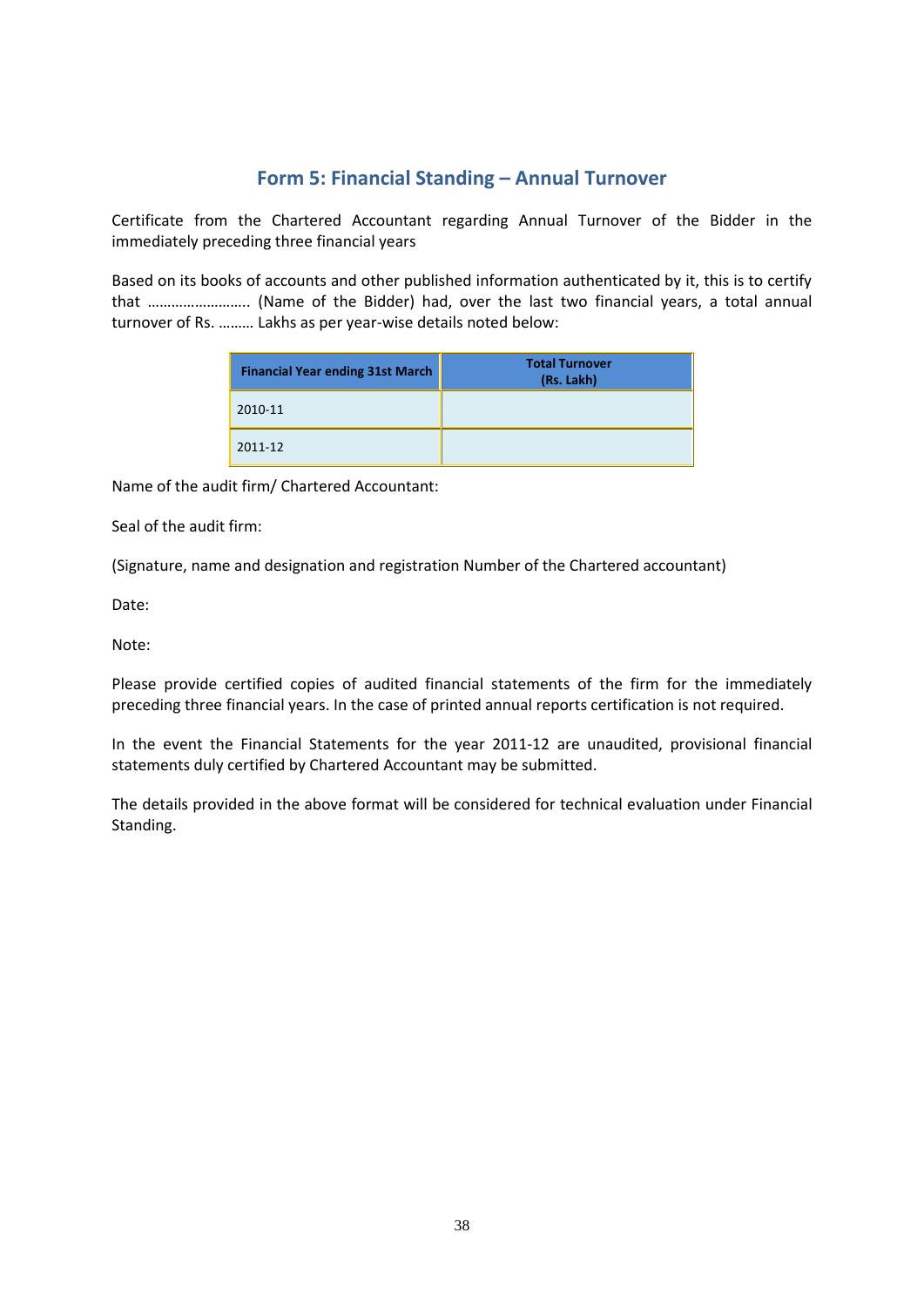## Form 5: Financial Standing – Annual Turnover

Certificate from the Chartered Accountant regarding Annual Turnover of the Bidder in the immediately preceding three financial years

Based on its books of accounts and other published information authenticated by it, this is to certify that …………………….. (Name of the Bidder) had, over the last two financial years, a total annual turnover of Rs. ……… Lakhs as per year-wise details noted below:

| Financial Year ending 31st March | Total Turnover (Rs. Lakh) |
|---|---|
| 2010-11 | |
| 2011-12 | |

Name of the audit firm/ Chartered Accountant:

Seal of the audit firm:

(Signature, name and designation and registration Number of the Chartered accountant)

Date:

Note:

Please provide certified copies of audited financial statements of the firm for the immediately preceding three financial years. In the case of printed annual reports certification is not required.

In the event the Financial Statements for the year 2011-12 are unaudited, provisional financial statements duly certified by Chartered Accountant may be submitted.

The details provided in the above format will be considered for technical evaluation under Financial Standing.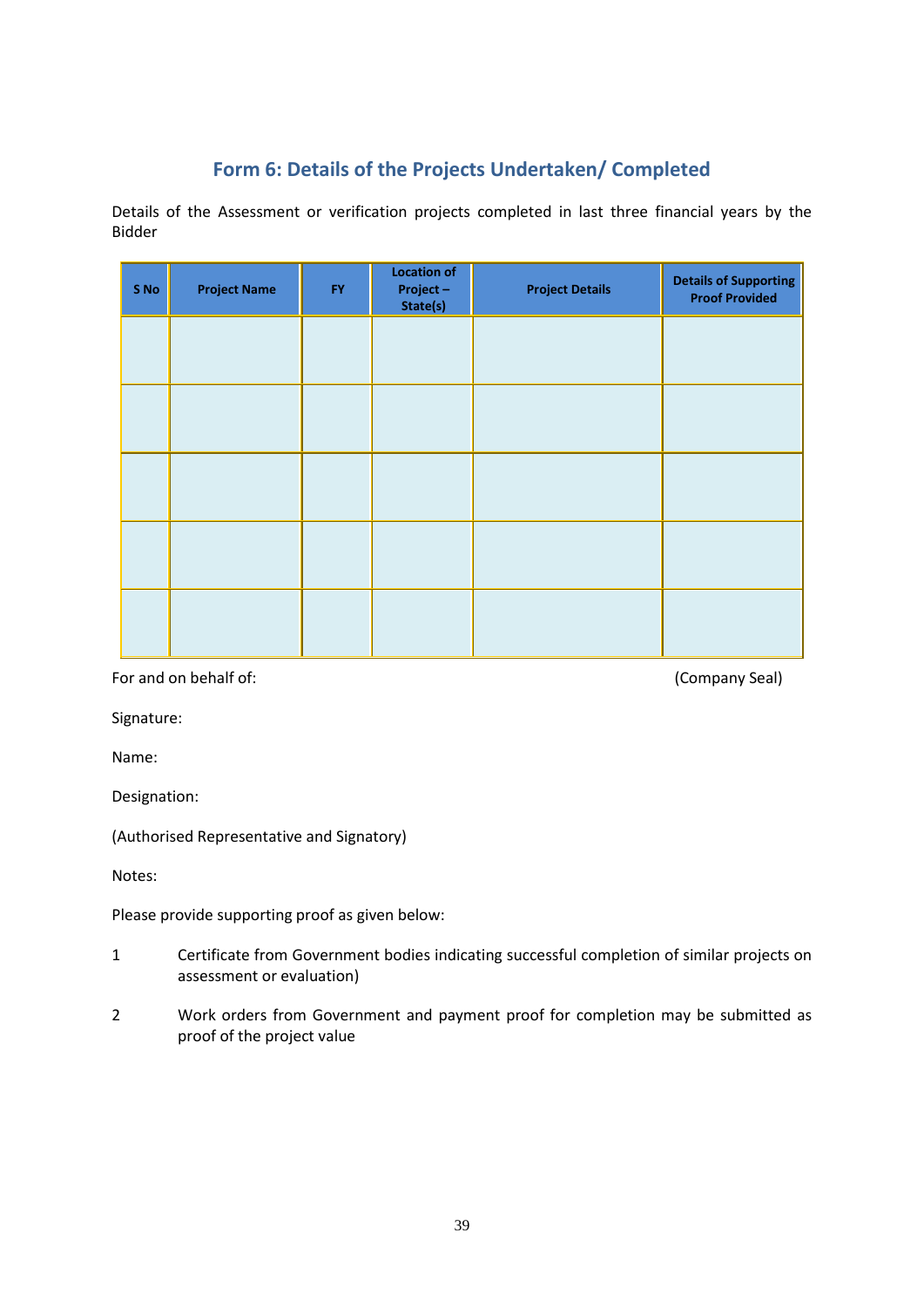## Form 6: Details of the Projects Undertaken/ Completed

Details of the Assessment or verification projects completed in last three financial years by the Bidder

| S No | Project Name | FY | Location of Project – State(s) | Project Details | Details of Supporting Proof Provided |
|---|---|---|---|---|---|
| | | | | | |
| | | | | | |
| | | | | | |
| | | | | | |
| | | | | | |

For and on behalf of: (Company Seal)

Signature:

Name:

Designation:

(Authorised Representative and Signatory)

Notes:

Please provide supporting proof as given below:

1. Certificate from Government bodies indicating successful completion of similar projects on assessment or evaluation)
2. Work orders from Government and payment proof for completion may be submitted as proof of the project value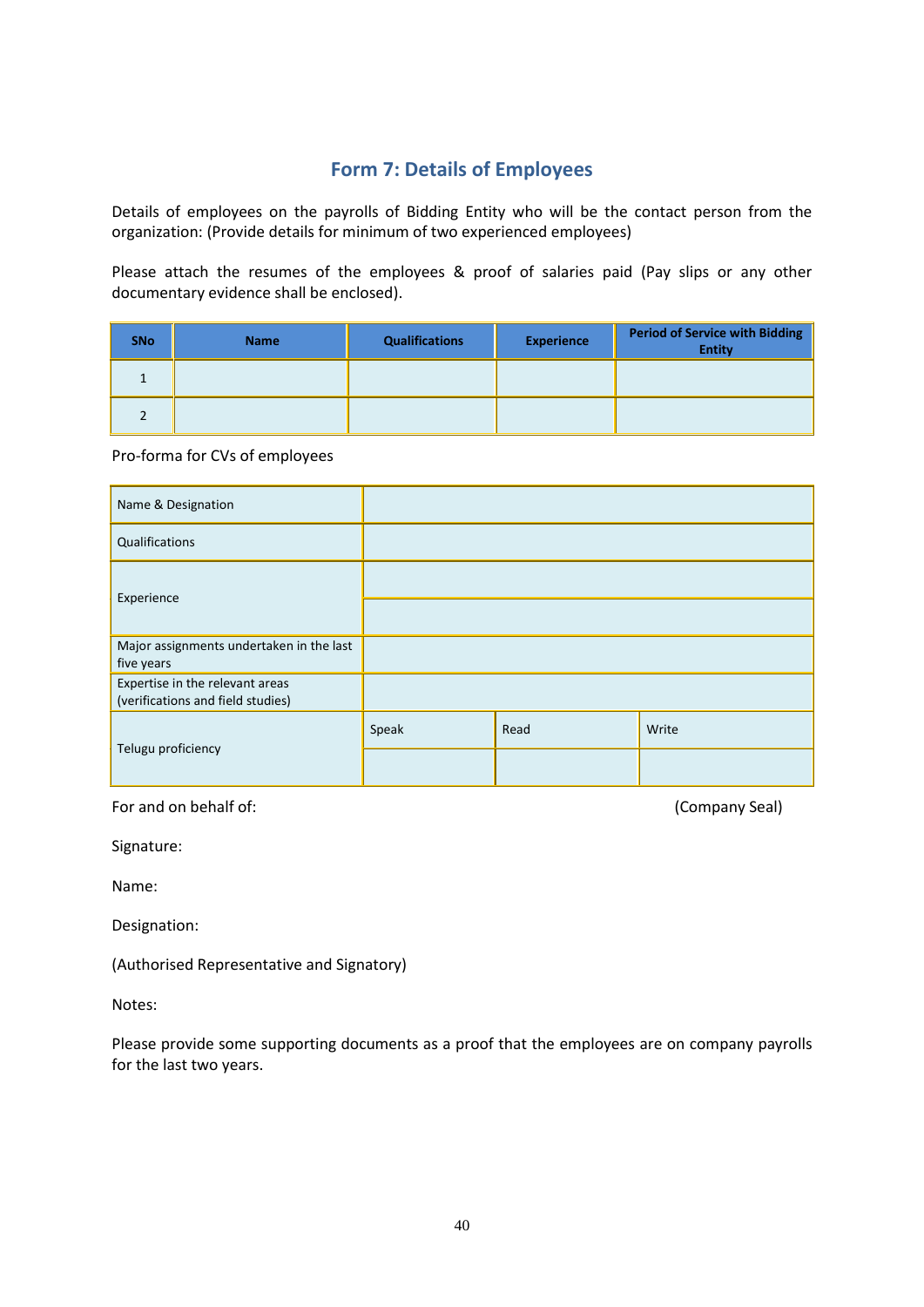# Form 7: Details of Employees

Details of employees on the payrolls of Bidding Entity who will be the contact person from the organization: (Provide details for minimum of two experienced employees)

Please attach the resumes of the employees & proof of salaries paid (Pay slips or any other documentary evidence shall be enclosed).

| SNo | Name | Qualifications | Experience | Period of Service with Bidding Entity |
|---|---|---|---|---|
| 1 | | | | |
| 2 | | | | |

Pro-forma for CVs of employees

| Name & Designation | | | |
|---|---|---|---|
| Qualifications | | | |
| Experience | | | |
| | | | |
| Major assignments undertaken in the last five years | | | |
| Expertise in the relevant areas (verifications and field studies) | | | |
| Telugu proficiency | Speak | Read | Write |
| | | | |

For and on behalf of: (Company Seal)

Signature:

Name:

Designation:

(Authorised Representative and Signatory)

Notes:

Please provide some supporting documents as a proof that the employees are on company payrolls for the last two years.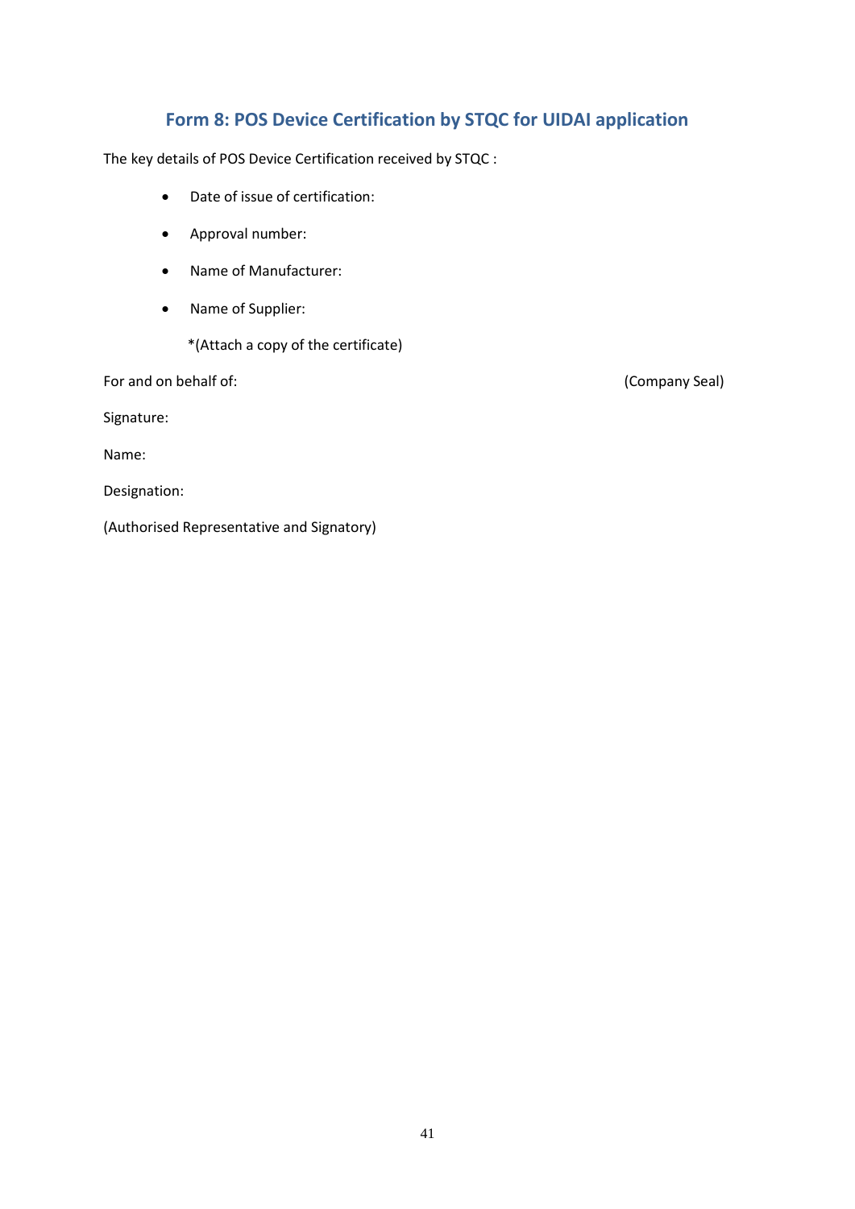## Form 8: POS Device Certification by STQC for UIDAI application

The key details of POS Device Certification received by STQC :

- Date of issue of certification:
- Approval number:
- Name of Manufacturer:
- Name of Supplier:

*(Attach a copy of the certificate)

For and on behalf of: (Company Seal)

Signature:

Name:

Designation:

(Authorised Representative and Signatory)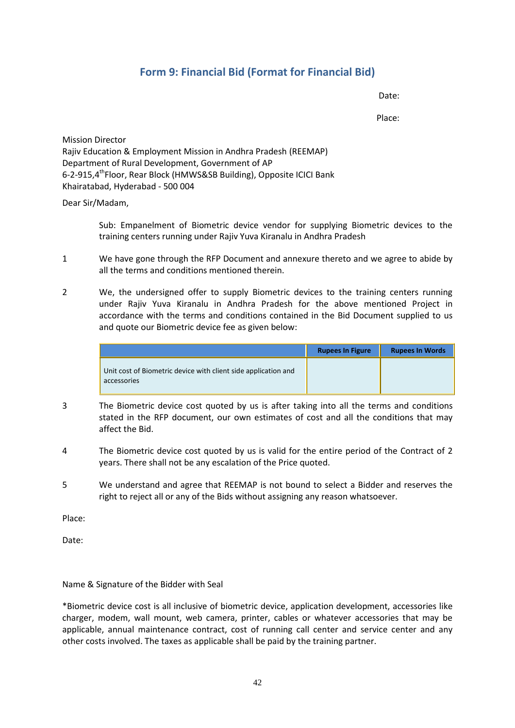## Form 9: Financial Bid (Format for Financial Bid)

Date:

Place:

Mission Director
Rajiv Education & Employment Mission in Andhra Pradesh (REEMAP)
Department of Rural Development, Government of AP
6-2-915,4th Floor, Rear Block (HMWS&SB Building), Opposite ICICI Bank
Khairatabad, Hyderabad - 500 004

Dear Sir/Madam,

Sub: Empanelment of Biometric device vendor for supplying Biometric devices to the training centers running under Rajiv Yuva Kiranalu in Andhra Pradesh

1. We have gone through the RFP Document and annexure thereto and we agree to abide by all the terms and conditions mentioned therein.

2. We, the undersigned offer to supply Biometric devices to the training centers running under Rajiv Yuva Kiranalu in Andhra Pradesh for the above mentioned Project in accordance with the terms and conditions contained in the Bid Document supplied to us and quote our Biometric device fee as given below:

| | Rupees In Figure | Rupees In Words |
|---|---|---|
| Unit cost of Biometric device with client side application and accessories | | |

3. The Biometric device cost quoted by us is after taking into all the terms and conditions stated in the RFP document, our own estimates of cost and all the conditions that may affect the Bid.

4. The Biometric device cost quoted by us is valid for the entire period of the Contract of 2 years. There shall not be any escalation of the Price quoted.

5. We understand and agree that REEMAP is not bound to select a Bidder and reserves the right to reject all or any of the Bids without assigning any reason whatsoever.

Place:

Date:

Name & Signature of the Bidder with Seal

*Biometric device cost is all inclusive of biometric device, application development, accessories like charger, modem, wall mount, web camera, printer, cables or whatever accessories that may be applicable, annual maintenance contract, cost of running call center and service center and any other costs involved. The taxes as applicable shall be paid by the training partner.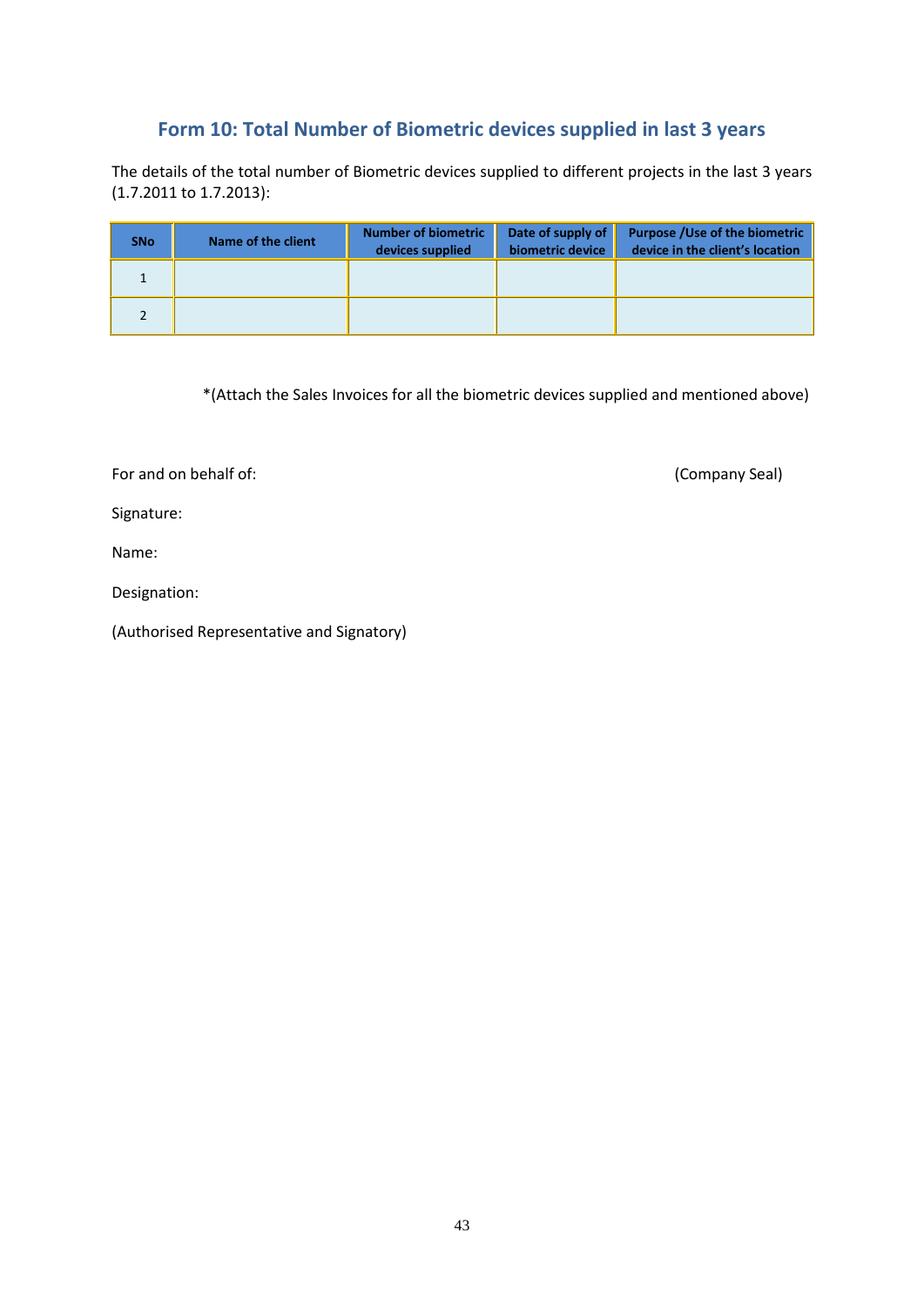## Form 10: Total Number of Biometric devices supplied in last 3 years

The details of the total number of Biometric devices supplied to different projects in the last 3 years (1.7.2011 to 1.7.2013):

| SNo | Name of the client | Number of biometric devices supplied | Date of supply of biometric device | Purpose /Use of the biometric device in the client's location |
|---|---|---|---|---|
| 1 | | | | |
| 2 | | | | |

*(Attach the Sales Invoices for all the biometric devices supplied and mentioned above)

For and on behalf of: (Company Seal)

Signature:

Name:

Designation:

(Authorised Representative and Signatory)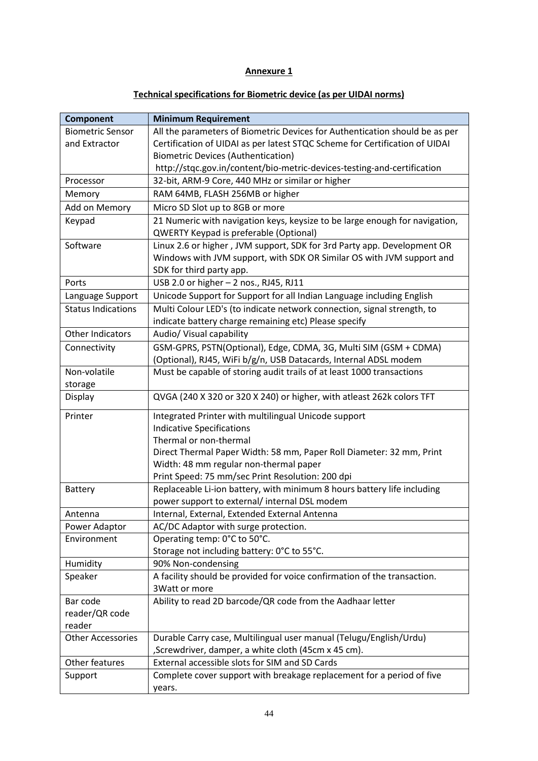**Annexure 1**

**Technical specifications for Biometric device (as per UIDAI norms)**

| Component | Minimum Requirement |
|---|---|
| Biometric Sensor and Extractor | All the parameters of Biometric Devices for Authentication should be as per Certification of UIDAI as per latest STQC Scheme for Certification of UIDAI Biometric Devices (Authentication) http://stqc.gov.in/content/bio-metric-devices-testing-and-certification |
| Processor | 32-bit, ARM-9 Core, 440 MHz or similar or higher |
| Memory | RAM 64MB, FLASH 256MB or higher |
| Add on Memory | Micro SD Slot up to 8GB or more |
| Keypad | 21 Numeric with navigation keys, keysize to be large enough for navigation, QWERTY Keypad is preferable (Optional) |
| Software | Linux 2.6 or higher , JVM support, SDK for 3rd Party app. Development OR Windows with JVM support, with SDK OR Similar OS with JVM support and SDK for third party app. |
| Ports | USB 2.0 or higher – 2 nos., RJ45, RJ11 |
| Language Support | Unicode Support for Support for all Indian Language including English |
| Status Indications | Multi Colour LED's (to indicate network connection, signal strength, to indicate battery charge remaining etc) Please specify |
| Other Indicators | Audio/ Visual capability |
| Connectivity | GSM-GPRS, PSTN(Optional), Edge, CDMA, 3G, Multi SIM (GSM + CDMA) (Optional), RJ45, WiFi b/g/n, USB Datacards, Internal ADSL modem |
| Non-volatile storage | Must be capable of storing audit trails of at least 1000 transactions |
| Display | QVGA (240 X 320 or 320 X 240) or higher, with atleast 262k colors TFT |
| Printer | Integrated Printer with multilingual Unicode support<br>Indicative Specifications<br>Thermal or non-thermal<br>Direct Thermal Paper Width: 58 mm, Paper Roll Diameter: 32 mm, Print Width: 48 mm regular non-thermal paper<br>Print Speed: 75 mm/sec Print Resolution: 200 dpi |
| Battery | Replaceable Li-ion battery, with minimum 8 hours battery life including power support to external/ internal DSL modem |
| Antenna | Internal, External, Extended External Antenna |
| Power Adaptor | AC/DC Adaptor with surge protection. |
| Environment | Operating temp: 0°C to 50°C.<br>Storage not including battery: 0°C to 55°C. |
| Humidity | 90% Non-condensing |
| Speaker | A facility should be provided for voice confirmation of the transaction. 3Watt or more |
| Bar code reader/QR code reader | Ability to read 2D barcode/QR code from the Aadhaar letter |
| Other Accessories | Durable Carry case, Multilingual user manual (Telugu/English/Urdu) ,Screwdriver, damper, a white cloth (45cm x 45 cm). |
| Other features | External accessible slots for SIM and SD Cards |
| Support | Complete cover support with breakage replacement for a period of five years. |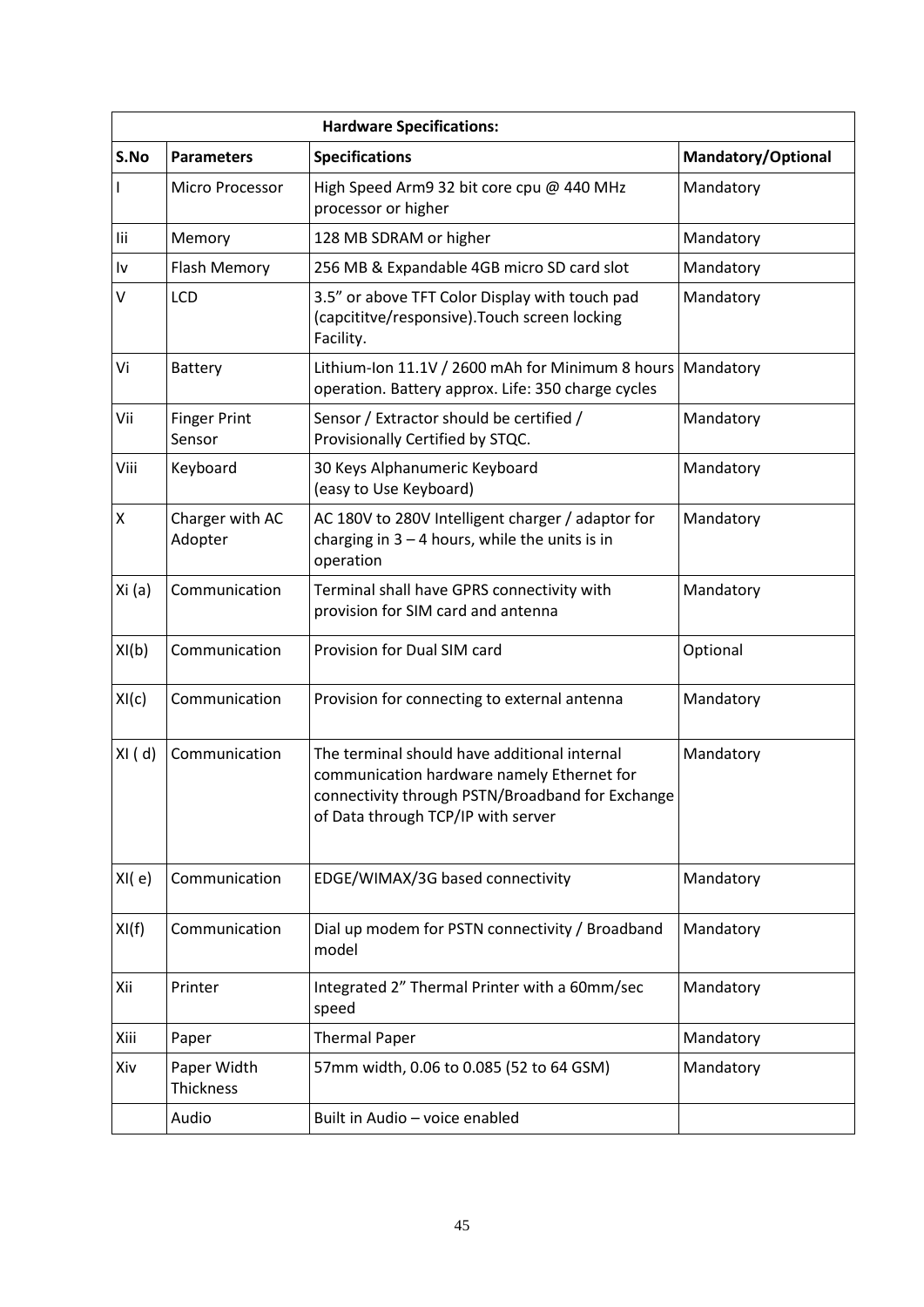| Hardware Specifications: | | | |
|---|---|---|---|
| **S.No** | **Parameters** | **Specifications** | **Mandatory/Optional** |
| I | Micro Processor | High Speed Arm9 32 bit core cpu @ 440 MHz processor or higher | Mandatory |
| Iii | Memory | 128 MB SDRAM or higher | Mandatory |
| Iv | Flash Memory | 256 MB & Expandable 4GB micro SD card slot | Mandatory |
| V | LCD | 3.5" or above TFT Color Display with touch pad (capcititve/responsive).Touch screen locking Facility. | Mandatory |
| Vi | Battery | Lithium-Ion 11.1V / 2600 mAh for Minimum 8 hours operation. Battery approx. Life: 350 charge cycles | Mandatory |
| Vii | Finger Print Sensor | Sensor / Extractor should be certified / Provisionally Certified by STQC. | Mandatory |
| Viii | Keyboard | 30 Keys Alphanumeric Keyboard (easy to Use Keyboard) | Mandatory |
| X | Charger with AC Adopter | AC 180V to 280V Intelligent charger / adaptor for charging in 3 – 4 hours, while the units is in operation | Mandatory |
| Xi (a) | Communication | Terminal shall have GPRS connectivity with provision for SIM card and antenna | Mandatory |
| XI(b) | Communication | Provision for Dual SIM card | Optional |
| XI(c) | Communication | Provision for connecting to external antenna | Mandatory |
| XI ( d) | Communication | The terminal should have additional internal communication hardware namely Ethernet for connectivity through PSTN/Broadband for Exchange of Data through TCP/IP with server | Mandatory |
| XI( e) | Communication | EDGE/WIMAX/3G based connectivity | Mandatory |
| XI(f) | Communication | Dial up modem for PSTN connectivity / Broadband model | Mandatory |
| Xii | Printer | Integrated 2" Thermal Printer with a 60mm/sec speed | Mandatory |
| Xiii | Paper | Thermal Paper | Mandatory |
| Xiv | Paper Width Thickness | 57mm width, 0.06 to 0.085 (52 to 64 GSM) | Mandatory |
| | Audio | Built in Audio – voice enabled | |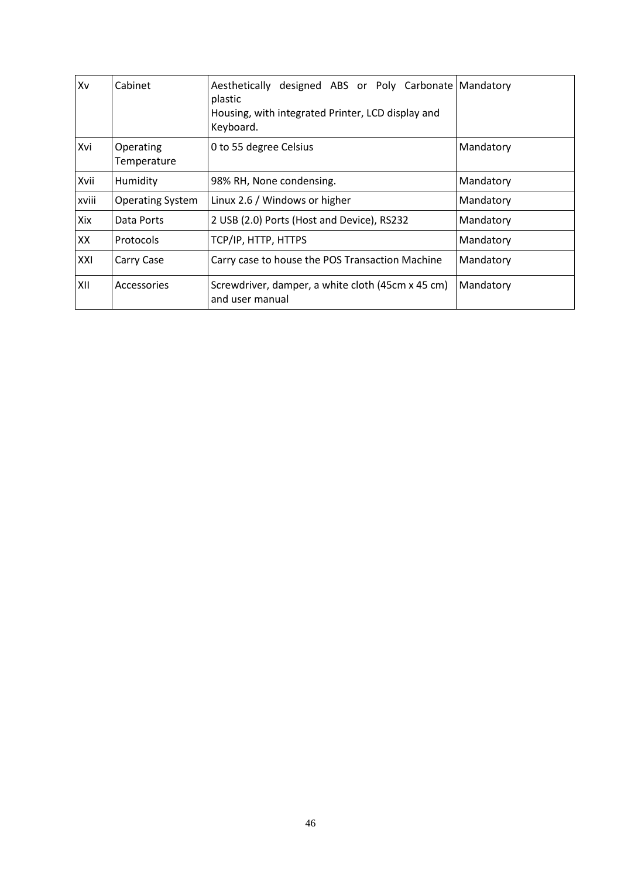| | | | |
|---|---|---|---|
| Xv | Cabinet | Aesthetically designed ABS or Poly Carbonate plastic<br>Housing, with integrated Printer, LCD display and Keyboard. | Mandatory |
| Xvi | Operating Temperature | 0 to 55 degree Celsius | Mandatory |
| Xvii | Humidity | 98% RH, None condensing. | Mandatory |
| xviii | Operating System | Linux 2.6 / Windows or higher | Mandatory |
| Xix | Data Ports | 2 USB (2.0) Ports (Host and Device), RS232 | Mandatory |
| XX | Protocols | TCP/IP, HTTP, HTTPS | Mandatory |
| XXI | Carry Case | Carry case to house the POS Transaction Machine | Mandatory |
| XII | Accessories | Screwdriver, damper, a white cloth (45cm x 45 cm) and user manual | Mandatory |